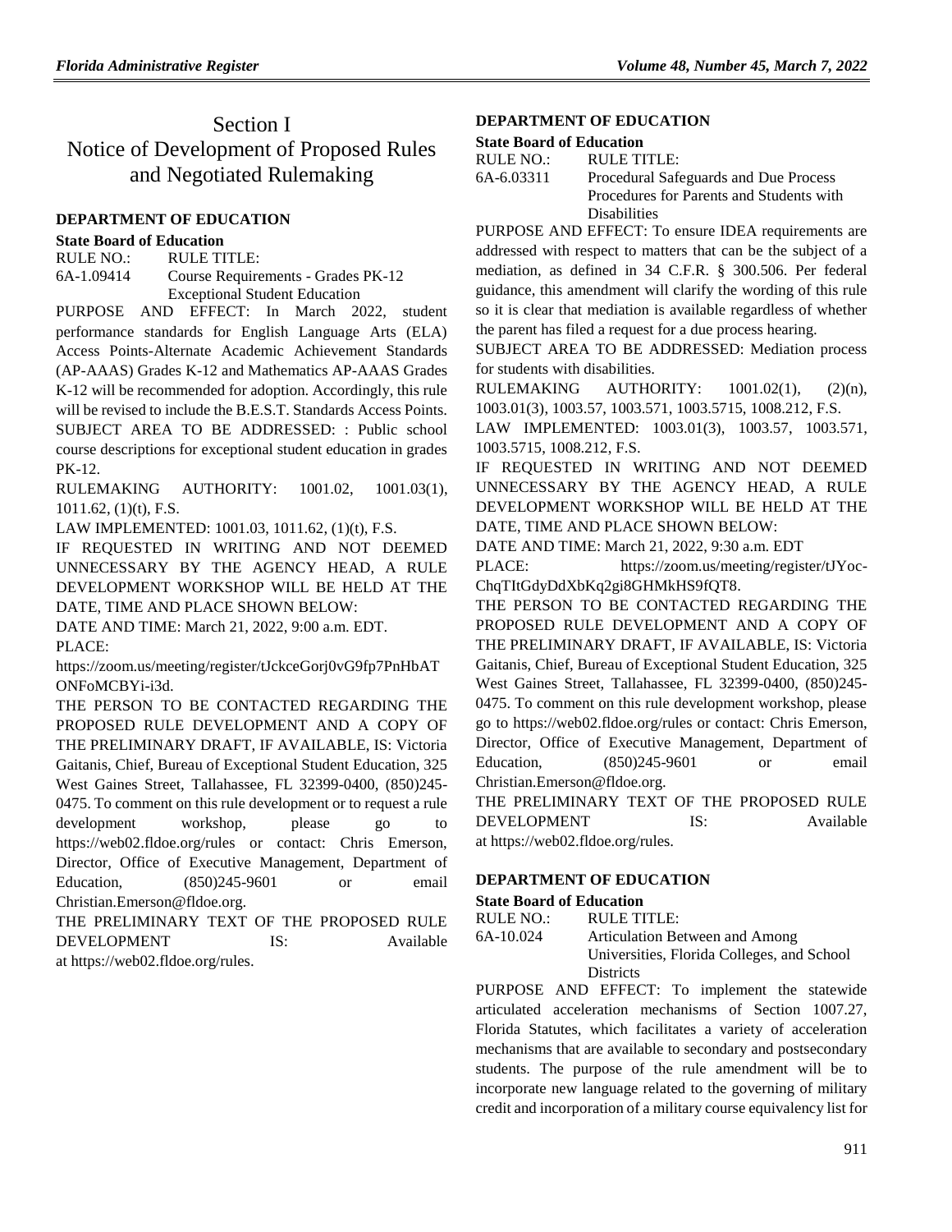# Section I
# Notice of Development of Proposed Rules and Negotiated Rulemaking

### DEPARTMENT OF EDUCATION

**State Board of Education**

RULE NO.: RULE TITLE:

6A-1.09414 Course Requirements - Grades PK-12 Exceptional Student Education

PURPOSE AND EFFECT: In March 2022, student performance standards for English Language Arts (ELA) Access Points-Alternate Academic Achievement Standards (AP-AAAS) Grades K-12 and Mathematics AP-AAAS Grades K-12 will be recommended for adoption. Accordingly, this rule will be revised to include the B.E.S.T. Standards Access Points.

SUBJECT AREA TO BE ADDRESSED: : Public school course descriptions for exceptional student education in grades PK-12.

RULEMAKING AUTHORITY: 1001.02, 1001.03(1), 1011.62, (1)(t), F.S.

LAW IMPLEMENTED: 1001.03, 1011.62, (1)(t), F.S.

IF REQUESTED IN WRITING AND NOT DEEMED UNNECESSARY BY THE AGENCY HEAD, A RULE DEVELOPMENT WORKSHOP WILL BE HELD AT THE DATE, TIME AND PLACE SHOWN BELOW:

DATE AND TIME: March 21, 2022, 9:00 a.m. EDT.

PLACE:

https://zoom.us/meeting/register/tJckceGorj0vG9fp7PnHbATONFoMCBYi-i3d.

THE PERSON TO BE CONTACTED REGARDING THE PROPOSED RULE DEVELOPMENT AND A COPY OF THE PRELIMINARY DRAFT, IF AVAILABLE, IS: Victoria Gaitanis, Chief, Bureau of Exceptional Student Education, 325 West Gaines Street, Tallahassee, FL 32399-0400, (850)245-0475. To comment on this rule development or to request a rule development workshop, please go to https://web02.fldoe.org/rules or contact: Chris Emerson, Director, Office of Executive Management, Department of Education, (850)245-9601 or email Christian.Emerson@fldoe.org.

THE PRELIMINARY TEXT OF THE PROPOSED RULE DEVELOPMENT IS: Available at https://web02.fldoe.org/rules.

### DEPARTMENT OF EDUCATION

**State Board of Education**

RULE NO.: RULE TITLE:

6A-6.03311 Procedural Safeguards and Due Process Procedures for Parents and Students with Disabilities

PURPOSE AND EFFECT: To ensure IDEA requirements are addressed with respect to matters that can be the subject of a mediation, as defined in 34 C.F.R. § 300.506. Per federal guidance, this amendment will clarify the wording of this rule so it is clear that mediation is available regardless of whether the parent has filed a request for a due process hearing.

SUBJECT AREA TO BE ADDRESSED: Mediation process for students with disabilities.

RULEMAKING AUTHORITY: 1001.02(1), (2)(n), 1003.01(3), 1003.57, 1003.571, 1003.5715, 1008.212, F.S.

LAW IMPLEMENTED: 1003.01(3), 1003.57, 1003.571, 1003.5715, 1008.212, F.S.

IF REQUESTED IN WRITING AND NOT DEEMED UNNECESSARY BY THE AGENCY HEAD, A RULE DEVELOPMENT WORKSHOP WILL BE HELD AT THE DATE, TIME AND PLACE SHOWN BELOW:

DATE AND TIME: March 21, 2022, 9:30 a.m. EDT

PLACE: https://zoom.us/meeting/register/tJYoc-ChqTItGdyDdXbKq2gi8GHMkHS9fQT8.

THE PERSON TO BE CONTACTED REGARDING THE PROPOSED RULE DEVELOPMENT AND A COPY OF THE PRELIMINARY DRAFT, IF AVAILABLE, IS: Victoria Gaitanis, Chief, Bureau of Exceptional Student Education, 325 West Gaines Street, Tallahassee, FL 32399-0400, (850)245-0475. To comment on this rule development workshop, please go to https://web02.fldoe.org/rules or contact: Chris Emerson, Director, Office of Executive Management, Department of Education, (850)245-9601 or email Christian.Emerson@fldoe.org.

THE PRELIMINARY TEXT OF THE PROPOSED RULE DEVELOPMENT IS: Available at https://web02.fldoe.org/rules.

### DEPARTMENT OF EDUCATION

**State Board of Education**

RULE NO.: RULE TITLE:

6A-10.024 Articulation Between and Among Universities, Florida Colleges, and School Districts

PURPOSE AND EFFECT: To implement the statewide articulated acceleration mechanisms of Section 1007.27, Florida Statutes, which facilitates a variety of acceleration mechanisms that are available to secondary and postsecondary students. The purpose of the rule amendment will be to incorporate new language related to the governing of military credit and incorporation of a military course equivalency list for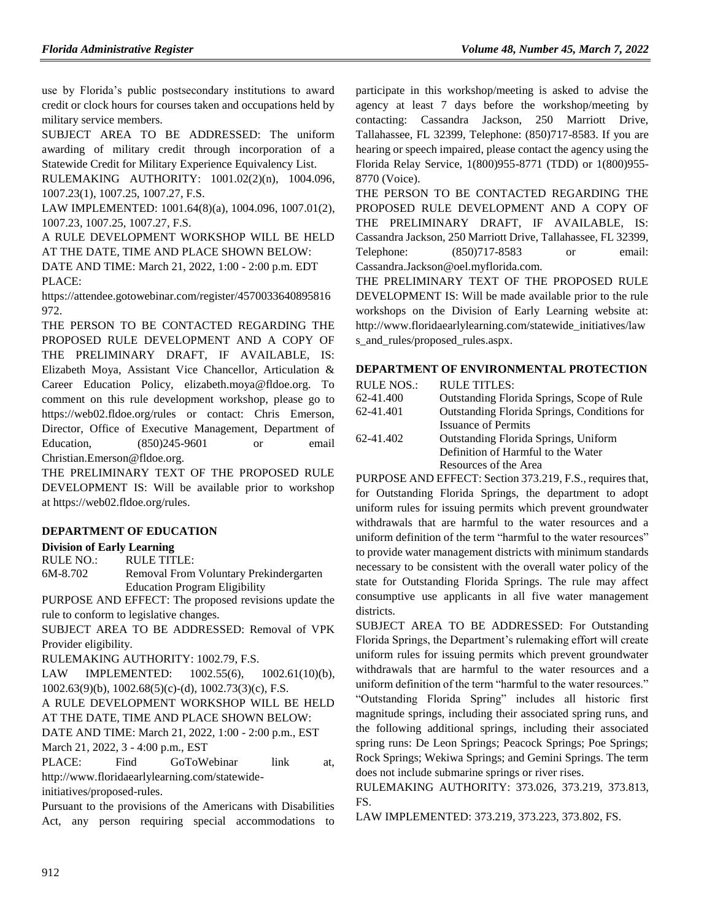use by Florida's public postsecondary institutions to award credit or clock hours for courses taken and occupations held by military service members.

SUBJECT AREA TO BE ADDRESSED: The uniform awarding of military credit through incorporation of a Statewide Credit for Military Experience Equivalency List.

RULEMAKING AUTHORITY: 1001.02(2)(n), 1004.096, 1007.23(1), 1007.25, 1007.27, F.S.

LAW IMPLEMENTED: 1001.64(8)(a), 1004.096, 1007.01(2), 1007.23, 1007.25, 1007.27, F.S.

A RULE DEVELOPMENT WORKSHOP WILL BE HELD AT THE DATE, TIME AND PLACE SHOWN BELOW:

DATE AND TIME: March 21, 2022, 1:00 - 2:00 p.m. EDT

PLACE: https://attendee.gotowebinar.com/register/4570033640895816972.

THE PERSON TO BE CONTACTED REGARDING THE PROPOSED RULE DEVELOPMENT AND A COPY OF THE PRELIMINARY DRAFT, IF AVAILABLE, IS: Elizabeth Moya, Assistant Vice Chancellor, Articulation & Career Education Policy, elizabeth.moya@fldoe.org. To comment on this rule development workshop, please go to https://web02.fldoe.org/rules or contact: Chris Emerson, Director, Office of Executive Management, Department of Education, (850)245-9601 or email Christian.Emerson@fldoe.org.

THE PRELIMINARY TEXT OF THE PROPOSED RULE DEVELOPMENT IS: Will be available prior to workshop at https://web02.fldoe.org/rules.

## DEPARTMENT OF EDUCATION

### Division of Early Learning

| RULE NO.: | RULE TITLE: |
|---|---|
| 6M-8.702 | Removal From Voluntary Prekindergarten Education Program Eligibility |

PURPOSE AND EFFECT: The proposed revisions update the rule to conform to legislative changes.

SUBJECT AREA TO BE ADDRESSED: Removal of VPK Provider eligibility.

RULEMAKING AUTHORITY: 1002.79, F.S.

LAW IMPLEMENTED: 1002.55(6), 1002.61(10)(b), 1002.63(9)(b), 1002.68(5)(c)-(d), 1002.73(3)(c), F.S.

A RULE DEVELOPMENT WORKSHOP WILL BE HELD AT THE DATE, TIME AND PLACE SHOWN BELOW:

DATE AND TIME: March 21, 2022, 1:00 - 2:00 p.m., EST

March 21, 2022, 3 - 4:00 p.m., EST

PLACE: Find GoToWebinar link at, http://www.floridaearlylearning.com/statewide-initiatives/proposed-rules.

Pursuant to the provisions of the Americans with Disabilities Act, any person requiring special accommodations to participate in this workshop/meeting is asked to advise the agency at least 7 days before the workshop/meeting by contacting: Cassandra Jackson, 250 Marriott Drive, Tallahassee, FL 32399, Telephone: (850)717-8583. If you are hearing or speech impaired, please contact the agency using the Florida Relay Service, 1(800)955-8771 (TDD) or 1(800)955-8770 (Voice).

THE PERSON TO BE CONTACTED REGARDING THE PROPOSED RULE DEVELOPMENT AND A COPY OF THE PRELIMINARY DRAFT, IF AVAILABLE, IS: Cassandra Jackson, 250 Marriott Drive, Tallahassee, FL 32399, Telephone: (850)717-8583 or email: Cassandra.Jackson@oel.myflorida.com.

THE PRELIMINARY TEXT OF THE PROPOSED RULE DEVELOPMENT IS: Will be made available prior to the rule workshops on the Division of Early Learning website at: http://www.floridaearlylearning.com/statewide_initiatives/laws_and_rules/proposed_rules.aspx.

## DEPARTMENT OF ENVIRONMENTAL PROTECTION

| RULE NOS.: | RULE TITLES: |
|---|---|
| 62-41.400 | Outstanding Florida Springs, Scope of Rule |
| 62-41.401 | Outstanding Florida Springs, Conditions for Issuance of Permits |
| 62-41.402 | Outstanding Florida Springs, Uniform Definition of Harmful to the Water Resources of the Area |

PURPOSE AND EFFECT: Section 373.219, F.S., requires that, for Outstanding Florida Springs, the department to adopt uniform rules for issuing permits which prevent groundwater withdrawals that are harmful to the water resources and a uniform definition of the term "harmful to the water resources" to provide water management districts with minimum standards necessary to be consistent with the overall water policy of the state for Outstanding Florida Springs. The rule may affect consumptive use applicants in all five water management districts.

SUBJECT AREA TO BE ADDRESSED: For Outstanding Florida Springs, the Department's rulemaking effort will create uniform rules for issuing permits which prevent groundwater withdrawals that are harmful to the water resources and a uniform definition of the term "harmful to the water resources." "Outstanding Florida Spring" includes all historic first magnitude springs, including their associated spring runs, and the following additional springs, including their associated spring runs: De Leon Springs; Peacock Springs; Poe Springs; Rock Springs; Wekiwa Springs; and Gemini Springs. The term does not include submarine springs or river rises.

RULEMAKING AUTHORITY: 373.026, 373.219, 373.813, FS.

LAW IMPLEMENTED: 373.219, 373.223, 373.802, FS.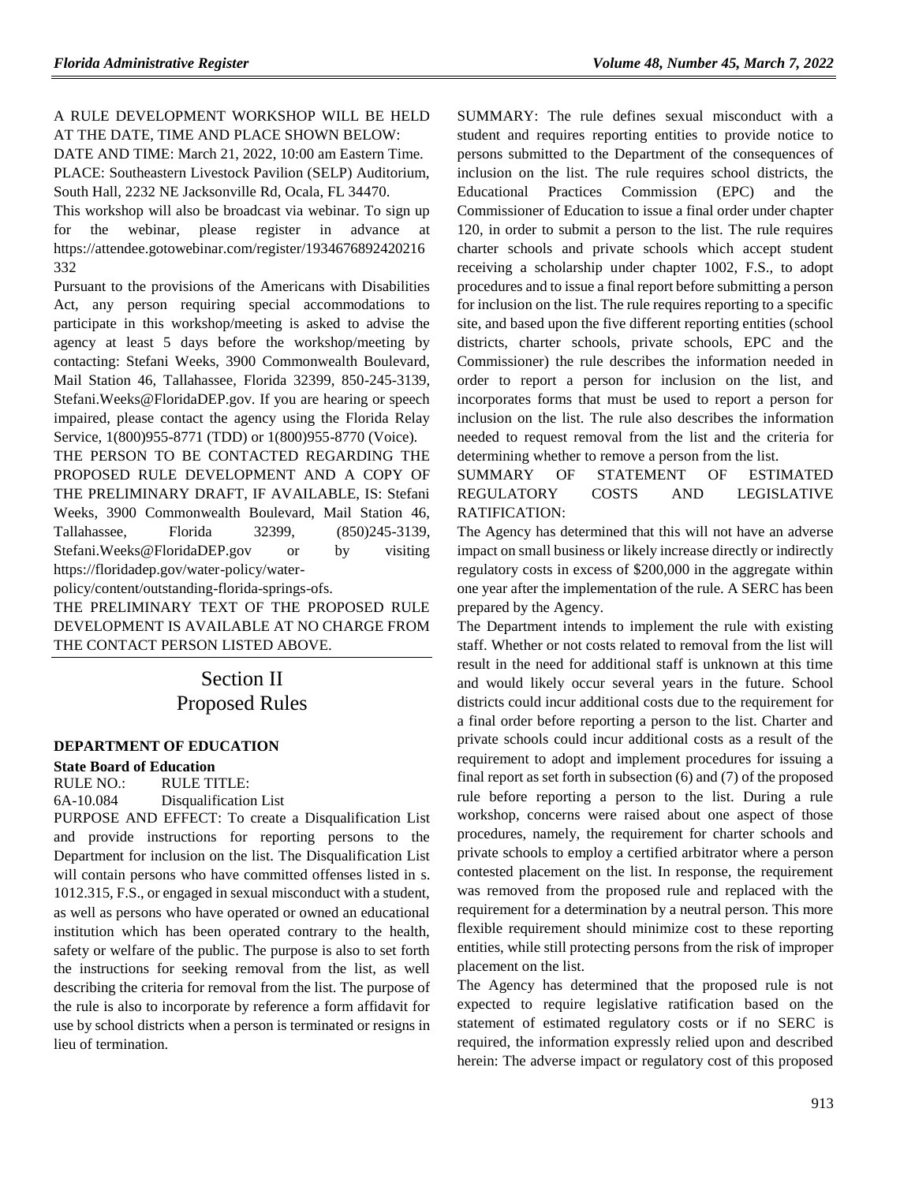A RULE DEVELOPMENT WORKSHOP WILL BE HELD AT THE DATE, TIME AND PLACE SHOWN BELOW:

DATE AND TIME: March 21, 2022, 10:00 am Eastern Time.

PLACE: Southeastern Livestock Pavilion (SELP) Auditorium, South Hall, 2232 NE Jacksonville Rd, Ocala, FL 34470.

This workshop will also be broadcast via webinar. To sign up for the webinar, please register in advance at https://attendee.gotowebinar.com/register/1934676892420216332

Pursuant to the provisions of the Americans with Disabilities Act, any person requiring special accommodations to participate in this workshop/meeting is asked to advise the agency at least 5 days before the workshop/meeting by contacting: Stefani Weeks, 3900 Commonwealth Boulevard, Mail Station 46, Tallahassee, Florida 32399, 850-245-3139, Stefani.Weeks@FloridaDEP.gov. If you are hearing or speech impaired, please contact the agency using the Florida Relay Service, 1(800)955-8771 (TDD) or 1(800)955-8770 (Voice).

THE PERSON TO BE CONTACTED REGARDING THE PROPOSED RULE DEVELOPMENT AND A COPY OF THE PRELIMINARY DRAFT, IF AVAILABLE, IS: Stefani Weeks, 3900 Commonwealth Boulevard, Mail Station 46, Tallahassee, Florida 32399, (850)245-3139, Stefani.Weeks@FloridaDEP.gov or by visiting https://floridadep.gov/water-policy/water-policy/content/outstanding-florida-springs-ofs.

THE PRELIMINARY TEXT OF THE PROPOSED RULE DEVELOPMENT IS AVAILABLE AT NO CHARGE FROM THE CONTACT PERSON LISTED ABOVE.

# Section II
# Proposed Rules

### DEPARTMENT OF EDUCATION

**State Board of Education**

RULE NO.: RULE TITLE:

6A-10.084 Disqualification List

PURPOSE AND EFFECT: To create a Disqualification List and provide instructions for reporting persons to the Department for inclusion on the list. The Disqualification List will contain persons who have committed offenses listed in s. 1012.315, F.S., or engaged in sexual misconduct with a student, as well as persons who have operated or owned an educational institution which has been operated contrary to the health, safety or welfare of the public. The purpose is also to set forth the instructions for seeking removal from the list, as well describing the criteria for removal from the list. The purpose of the rule is also to incorporate by reference a form affidavit for use by school districts when a person is terminated or resigns in lieu of termination.

SUMMARY: The rule defines sexual misconduct with a student and requires reporting entities to provide notice to persons submitted to the Department of the consequences of inclusion on the list. The rule requires school districts, the Educational Practices Commission (EPC) and the Commissioner of Education to issue a final order under chapter 120, in order to submit a person to the list. The rule requires charter schools and private schools which accept student receiving a scholarship under chapter 1002, F.S., to adopt procedures and to issue a final report before submitting a person for inclusion on the list. The rule requires reporting to a specific site, and based upon the five different reporting entities (school districts, charter schools, private schools, EPC and the Commissioner) the rule describes the information needed in order to report a person for inclusion on the list, and incorporates forms that must be used to report a person for inclusion on the list. The rule also describes the information needed to request removal from the list and the criteria for determining whether to remove a person from the list.

SUMMARY OF STATEMENT OF ESTIMATED REGULATORY COSTS AND LEGISLATIVE RATIFICATION:

The Agency has determined that this will not have an adverse impact on small business or likely increase directly or indirectly regulatory costs in excess of $200,000 in the aggregate within one year after the implementation of the rule. A SERC has been prepared by the Agency.

The Department intends to implement the rule with existing staff. Whether or not costs related to removal from the list will result in the need for additional staff is unknown at this time and would likely occur several years in the future. School districts could incur additional costs due to the requirement for a final order before reporting a person to the list. Charter and private schools could incur additional costs as a result of the requirement to adopt and implement procedures for issuing a final report as set forth in subsection (6) and (7) of the proposed rule before reporting a person to the list. During a rule workshop, concerns were raised about one aspect of those procedures, namely, the requirement for charter schools and private schools to employ a certified arbitrator where a person contested placement on the list. In response, the requirement was removed from the proposed rule and replaced with the requirement for a determination by a neutral person. This more flexible requirement should minimize cost to these reporting entities, while still protecting persons from the risk of improper placement on the list.

The Agency has determined that the proposed rule is not expected to require legislative ratification based on the statement of estimated regulatory costs or if no SERC is required, the information expressly relied upon and described herein: The adverse impact or regulatory cost of this proposed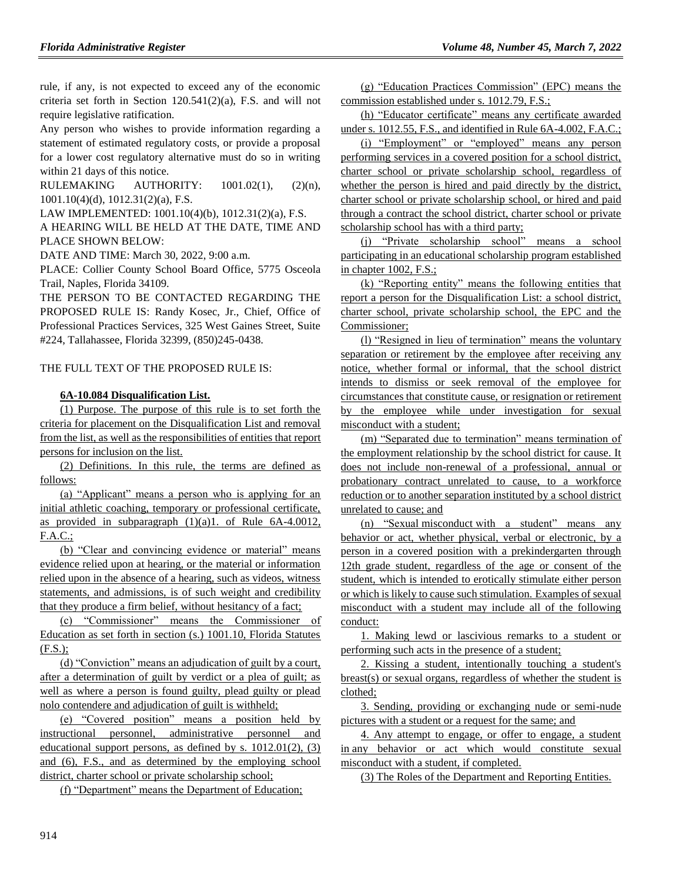rule, if any, is not expected to exceed any of the economic criteria set forth in Section 120.541(2)(a), F.S. and will not require legislative ratification.

Any person who wishes to provide information regarding a statement of estimated regulatory costs, or provide a proposal for a lower cost regulatory alternative must do so in writing within 21 days of this notice.

RULEMAKING AUTHORITY: 1001.02(1), (2)(n), 1001.10(4)(d), 1012.31(2)(a), F.S.

LAW IMPLEMENTED: 1001.10(4)(b), 1012.31(2)(a), F.S.

A HEARING WILL BE HELD AT THE DATE, TIME AND PLACE SHOWN BELOW:

DATE AND TIME: March 30, 2022, 9:00 a.m.

PLACE: Collier County School Board Office, 5775 Osceola Trail, Naples, Florida 34109.

THE PERSON TO BE CONTACTED REGARDING THE PROPOSED RULE IS: Randy Kosec, Jr., Chief, Office of Professional Practices Services, 325 West Gaines Street, Suite #224, Tallahassee, Florida 32399, (850)245-0438.

THE FULL TEXT OF THE PROPOSED RULE IS:

**6A-10.084 Disqualification List.**

(1) Purpose. The purpose of this rule is to set forth the criteria for placement on the Disqualification List and removal from the list, as well as the responsibilities of entities that report persons for inclusion on the list.

(2) Definitions. In this rule, the terms are defined as follows:

(a) "Applicant" means a person who is applying for an initial athletic coaching, temporary or professional certificate, as provided in subparagraph (1)(a)1. of Rule 6A-4.0012, F.A.C.;

(b) "Clear and convincing evidence or material" means evidence relied upon at hearing, or the material or information relied upon in the absence of a hearing, such as videos, witness statements, and admissions, is of such weight and credibility that they produce a firm belief, without hesitancy of a fact;

(c) "Commissioner" means the Commissioner of Education as set forth in section (s.) 1001.10, Florida Statutes (F.S.);

(d) "Conviction" means an adjudication of guilt by a court, after a determination of guilt by verdict or a plea of guilt; as well as where a person is found guilty, plead guilty or plead nolo contendere and adjudication of guilt is withheld;

(e) "Covered position" means a position held by instructional personnel, administrative personnel and educational support persons, as defined by s. 1012.01(2), (3) and (6), F.S., and as determined by the employing school district, charter school or private scholarship school;

(f) "Department" means the Department of Education;

(g) "Education Practices Commission" (EPC) means the commission established under s. 1012.79, F.S.;

(h) "Educator certificate" means any certificate awarded under s. 1012.55, F.S., and identified in Rule 6A-4.002, F.A.C.;

(i) "Employment" or "employed" means any person performing services in a covered position for a school district, charter school or private scholarship school, regardless of whether the person is hired and paid directly by the district, charter school or private scholarship school, or hired and paid through a contract the school district, charter school or private scholarship school has with a third party;

(j) "Private scholarship school" means a school participating in an educational scholarship program established in chapter 1002, F.S.;

(k) "Reporting entity" means the following entities that report a person for the Disqualification List: a school district, charter school, private scholarship school, the EPC and the Commissioner;

(l) "Resigned in lieu of termination" means the voluntary separation or retirement by the employee after receiving any notice, whether formal or informal, that the school district intends to dismiss or seek removal of the employee for circumstances that constitute cause, or resignation or retirement by the employee while under investigation for sexual misconduct with a student;

(m) "Separated due to termination" means termination of the employment relationship by the school district for cause. It does not include non-renewal of a professional, annual or probationary contract unrelated to cause, to a workforce reduction or to another separation instituted by a school district unrelated to cause; and

(n) "Sexual misconduct with a student" means any behavior or act, whether physical, verbal or electronic, by a person in a covered position with a prekindergarten through 12th grade student, regardless of the age or consent of the student, which is intended to erotically stimulate either person or which is likely to cause such stimulation. Examples of sexual misconduct with a student may include all of the following conduct:

1. Making lewd or lascivious remarks to a student or performing such acts in the presence of a student;

2. Kissing a student, intentionally touching a student's breast(s) or sexual organs, regardless of whether the student is clothed;

3. Sending, providing or exchanging nude or semi-nude pictures with a student or a request for the same; and

4. Any attempt to engage, or offer to engage, a student in any behavior or act which would constitute sexual misconduct with a student, if completed.

(3) The Roles of the Department and Reporting Entities.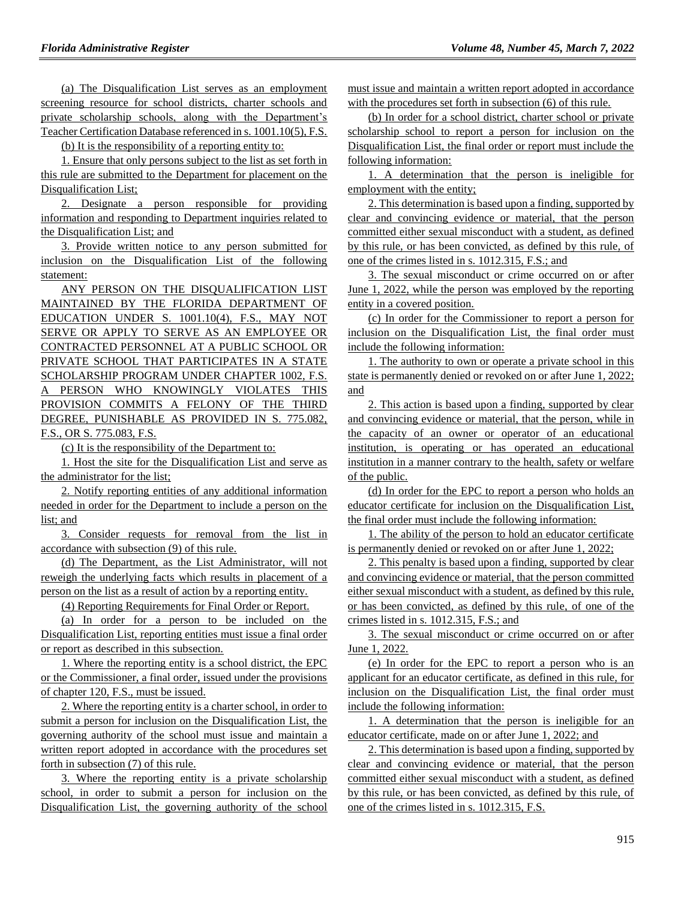(a) The Disqualification List serves as an employment screening resource for school districts, charter schools and private scholarship schools, along with the Department's Teacher Certification Database referenced in s. 1001.10(5), F.S.

(b) It is the responsibility of a reporting entity to:

1. Ensure that only persons subject to the list as set forth in this rule are submitted to the Department for placement on the Disqualification List;

2. Designate a person responsible for providing information and responding to Department inquiries related to the Disqualification List; and

3. Provide written notice to any person submitted for inclusion on the Disqualification List of the following statement:

ANY PERSON ON THE DISQUALIFICATION LIST MAINTAINED BY THE FLORIDA DEPARTMENT OF EDUCATION UNDER S. 1001.10(4), F.S., MAY NOT SERVE OR APPLY TO SERVE AS AN EMPLOYEE OR CONTRACTED PERSONNEL AT A PUBLIC SCHOOL OR PRIVATE SCHOOL THAT PARTICIPATES IN A STATE SCHOLARSHIP PROGRAM UNDER CHAPTER 1002, F.S. A PERSON WHO KNOWINGLY VIOLATES THIS PROVISION COMMITS A FELONY OF THE THIRD DEGREE, PUNISHABLE AS PROVIDED IN S. 775.082, F.S., OR S. 775.083, F.S.

(c) It is the responsibility of the Department to:

1. Host the site for the Disqualification List and serve as the administrator for the list;

2. Notify reporting entities of any additional information needed in order for the Department to include a person on the list; and

3. Consider requests for removal from the list in accordance with subsection (9) of this rule.

(d) The Department, as the List Administrator, will not reweigh the underlying facts which results in placement of a person on the list as a result of action by a reporting entity.

(4) Reporting Requirements for Final Order or Report.

(a) In order for a person to be included on the Disqualification List, reporting entities must issue a final order or report as described in this subsection.

1. Where the reporting entity is a school district, the EPC or the Commissioner, a final order, issued under the provisions of chapter 120, F.S., must be issued.

2. Where the reporting entity is a charter school, in order to submit a person for inclusion on the Disqualification List, the governing authority of the school must issue and maintain a written report adopted in accordance with the procedures set forth in subsection (7) of this rule.

3. Where the reporting entity is a private scholarship school, in order to submit a person for inclusion on the Disqualification List, the governing authority of the school must issue and maintain a written report adopted in accordance with the procedures set forth in subsection (6) of this rule.

(b) In order for a school district, charter school or private scholarship school to report a person for inclusion on the Disqualification List, the final order or report must include the following information:

1. A determination that the person is ineligible for employment with the entity;

2. This determination is based upon a finding, supported by clear and convincing evidence or material, that the person committed either sexual misconduct with a student, as defined by this rule, or has been convicted, as defined by this rule, of one of the crimes listed in s. 1012.315, F.S.; and

3. The sexual misconduct or crime occurred on or after June 1, 2022, while the person was employed by the reporting entity in a covered position.

(c) In order for the Commissioner to report a person for inclusion on the Disqualification List, the final order must include the following information:

1. The authority to own or operate a private school in this state is permanently denied or revoked on or after June 1, 2022; and

2. This action is based upon a finding, supported by clear and convincing evidence or material, that the person, while in the capacity of an owner or operator of an educational institution, is operating or has operated an educational institution in a manner contrary to the health, safety or welfare of the public.

(d) In order for the EPC to report a person who holds an educator certificate for inclusion on the Disqualification List, the final order must include the following information:

1. The ability of the person to hold an educator certificate is permanently denied or revoked on or after June 1, 2022;

2. This penalty is based upon a finding, supported by clear and convincing evidence or material, that the person committed either sexual misconduct with a student, as defined by this rule, or has been convicted, as defined by this rule, of one of the crimes listed in s. 1012.315, F.S.; and

3. The sexual misconduct or crime occurred on or after June 1, 2022.

(e) In order for the EPC to report a person who is an applicant for an educator certificate, as defined in this rule, for inclusion on the Disqualification List, the final order must include the following information:

1. A determination that the person is ineligible for an educator certificate, made on or after June 1, 2022; and

2. This determination is based upon a finding, supported by clear and convincing evidence or material, that the person committed either sexual misconduct with a student, as defined by this rule, or has been convicted, as defined by this rule, of one of the crimes listed in s. 1012.315, F.S.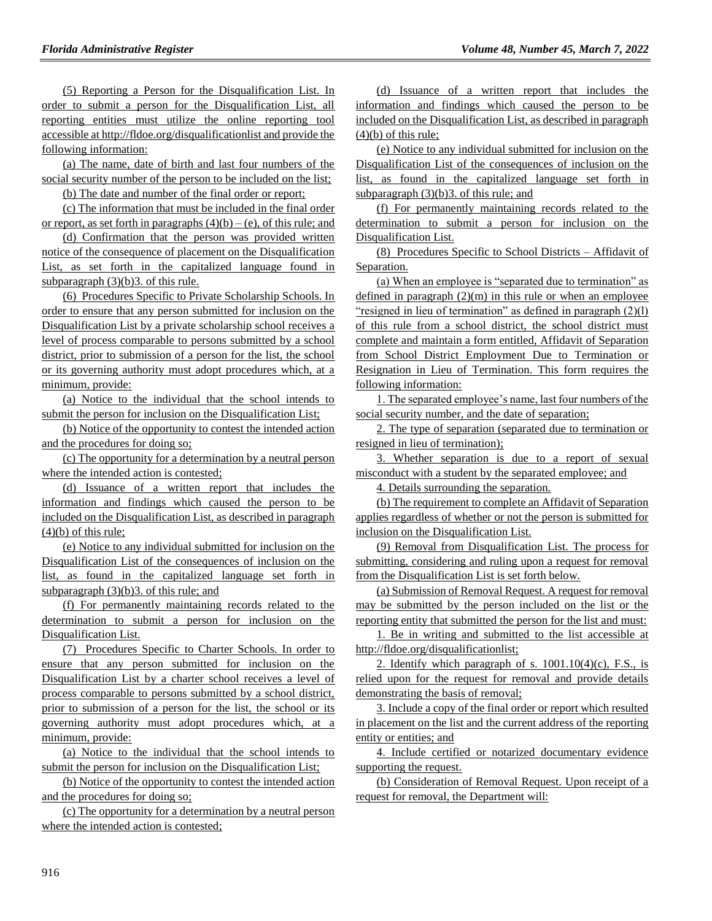(5) Reporting a Person for the Disqualification List. In order to submit a person for the Disqualification List, all reporting entities must utilize the online reporting tool accessible at http://fldoe.org/disqualificationlist and provide the following information:

(a) The name, date of birth and last four numbers of the social security number of the person to be included on the list;

(b) The date and number of the final order or report;

(c) The information that must be included in the final order or report, as set forth in paragraphs (4)(b) – (e), of this rule; and

(d) Confirmation that the person was provided written notice of the consequence of placement on the Disqualification List, as set forth in the capitalized language found in subparagraph (3)(b)3. of this rule.

(6) Procedures Specific to Private Scholarship Schools. In order to ensure that any person submitted for inclusion on the Disqualification List by a private scholarship school receives a level of process comparable to persons submitted by a school district, prior to submission of a person for the list, the school or its governing authority must adopt procedures which, at a minimum, provide:

(a) Notice to the individual that the school intends to submit the person for inclusion on the Disqualification List;

(b) Notice of the opportunity to contest the intended action and the procedures for doing so;

(c) The opportunity for a determination by a neutral person where the intended action is contested;

(d) Issuance of a written report that includes the information and findings which caused the person to be included on the Disqualification List, as described in paragraph (4)(b) of this rule;

(e) Notice to any individual submitted for inclusion on the Disqualification List of the consequences of inclusion on the list, as found in the capitalized language set forth in subparagraph (3)(b)3. of this rule; and

(f) For permanently maintaining records related to the determination to submit a person for inclusion on the Disqualification List.

(7) Procedures Specific to Charter Schools. In order to ensure that any person submitted for inclusion on the Disqualification List by a charter school receives a level of process comparable to persons submitted by a school district, prior to submission of a person for the list, the school or its governing authority must adopt procedures which, at a minimum, provide:

(a) Notice to the individual that the school intends to submit the person for inclusion on the Disqualification List;

(b) Notice of the opportunity to contest the intended action and the procedures for doing so;

(c) The opportunity for a determination by a neutral person where the intended action is contested;

(d) Issuance of a written report that includes the information and findings which caused the person to be included on the Disqualification List, as described in paragraph (4)(b) of this rule;

(e) Notice to any individual submitted for inclusion on the Disqualification List of the consequences of inclusion on the list, as found in the capitalized language set forth in subparagraph (3)(b)3. of this rule; and

(f) For permanently maintaining records related to the determination to submit a person for inclusion on the Disqualification List.

(8) Procedures Specific to School Districts – Affidavit of Separation.

(a) When an employee is "separated due to termination" as defined in paragraph (2)(m) in this rule or when an employee "resigned in lieu of termination" as defined in paragraph (2)(l) of this rule from a school district, the school district must complete and maintain a form entitled, Affidavit of Separation from School District Employment Due to Termination or Resignation in Lieu of Termination. This form requires the following information:

1. The separated employee's name, last four numbers of the social security number, and the date of separation;

2. The type of separation (separated due to termination or resigned in lieu of termination);

3. Whether separation is due to a report of sexual misconduct with a student by the separated employee; and

4. Details surrounding the separation.

(b) The requirement to complete an Affidavit of Separation applies regardless of whether or not the person is submitted for inclusion on the Disqualification List.

(9) Removal from Disqualification List. The process for submitting, considering and ruling upon a request for removal from the Disqualification List is set forth below.

(a) Submission of Removal Request. A request for removal may be submitted by the person included on the list or the reporting entity that submitted the person for the list and must:

1. Be in writing and submitted to the list accessible at http://fldoe.org/disqualificationlist;

2. Identify which paragraph of s. 1001.10(4)(c), F.S., is relied upon for the request for removal and provide details demonstrating the basis of removal;

3. Include a copy of the final order or report which resulted in placement on the list and the current address of the reporting entity or entities; and

4. Include certified or notarized documentary evidence supporting the request.

(b) Consideration of Removal Request. Upon receipt of a request for removal, the Department will: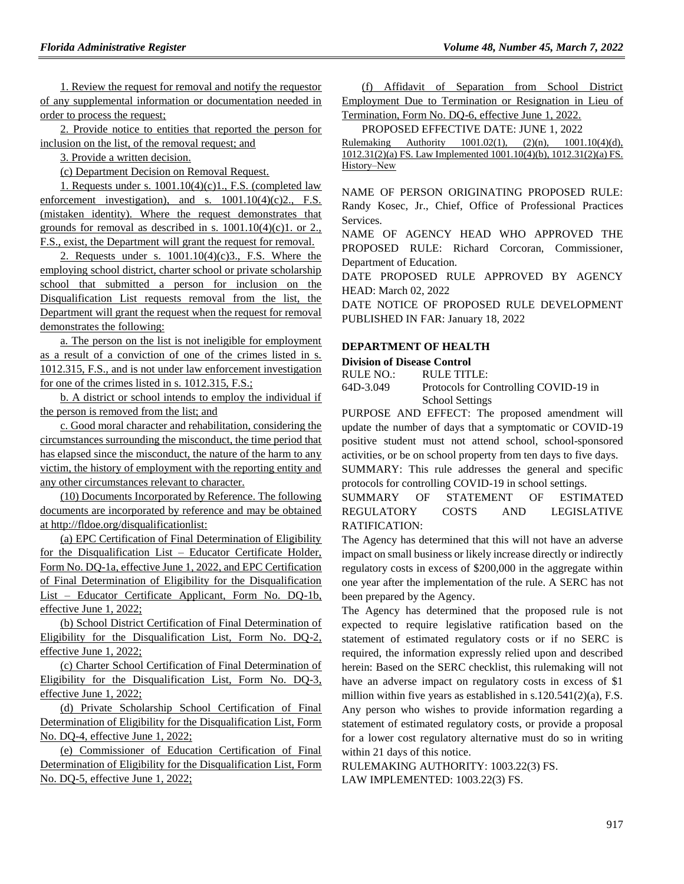1. Review the request for removal and notify the requestor of any supplemental information or documentation needed in order to process the request;

2. Provide notice to entities that reported the person for inclusion on the list, of the removal request; and

3. Provide a written decision.

(c) Department Decision on Removal Request.

1. Requests under s. 1001.10(4)(c)1., F.S. (completed law enforcement investigation), and s. 1001.10(4)(c)2., F.S. (mistaken identity). Where the request demonstrates that grounds for removal as described in s. 1001.10(4)(c)1. or 2., F.S., exist, the Department will grant the request for removal.

2. Requests under s. 1001.10(4)(c)3., F.S. Where the employing school district, charter school or private scholarship school that submitted a person for inclusion on the Disqualification List requests removal from the list, the Department will grant the request when the request for removal demonstrates the following:

a. The person on the list is not ineligible for employment as a result of a conviction of one of the crimes listed in s. 1012.315, F.S., and is not under law enforcement investigation for one of the crimes listed in s. 1012.315, F.S.;

b. A district or school intends to employ the individual if the person is removed from the list; and

c. Good moral character and rehabilitation, considering the circumstances surrounding the misconduct, the time period that has elapsed since the misconduct, the nature of the harm to any victim, the history of employment with the reporting entity and any other circumstances relevant to character.

(10) Documents Incorporated by Reference. The following documents are incorporated by reference and may be obtained at http://fldoe.org/disqualificationlist:

(a) EPC Certification of Final Determination of Eligibility for the Disqualification List – Educator Certificate Holder, Form No. DQ-1a, effective June 1, 2022, and EPC Certification of Final Determination of Eligibility for the Disqualification List – Educator Certificate Applicant, Form No. DQ-1b, effective June 1, 2022;

(b) School District Certification of Final Determination of Eligibility for the Disqualification List, Form No. DQ-2, effective June 1, 2022;

(c) Charter School Certification of Final Determination of Eligibility for the Disqualification List, Form No. DQ-3, effective June 1, 2022;

(d) Private Scholarship School Certification of Final Determination of Eligibility for the Disqualification List, Form No. DQ-4, effective June 1, 2022;

(e) Commissioner of Education Certification of Final Determination of Eligibility for the Disqualification List, Form No. DQ-5, effective June 1, 2022;

(f) Affidavit of Separation from School District Employment Due to Termination or Resignation in Lieu of Termination, Form No. DQ-6, effective June 1, 2022.

PROPOSED EFFECTIVE DATE: JUNE 1, 2022

Rulemaking Authority 1001.02(1), (2)(n), 1001.10(4)(d), 1012.31(2)(a) FS. Law Implemented 1001.10(4)(b), 1012.31(2)(a) FS. History–New

NAME OF PERSON ORIGINATING PROPOSED RULE: Randy Kosec, Jr., Chief, Office of Professional Practices Services.

NAME OF AGENCY HEAD WHO APPROVED THE PROPOSED RULE: Richard Corcoran, Commissioner, Department of Education.

DATE PROPOSED RULE APPROVED BY AGENCY HEAD: March 02, 2022

DATE NOTICE OF PROPOSED RULE DEVELOPMENT PUBLISHED IN FAR: January 18, 2022

## DEPARTMENT OF HEALTH

### Division of Disease Control

| RULE NO.: | RULE TITLE: |
| --- | --- |
| 64D-3.049 | Protocols for Controlling COVID-19 in School Settings |

PURPOSE AND EFFECT: The proposed amendment will update the number of days that a symptomatic or COVID-19 positive student must not attend school, school-sponsored activities, or be on school property from ten days to five days.

SUMMARY: This rule addresses the general and specific protocols for controlling COVID-19 in school settings.

SUMMARY OF STATEMENT OF ESTIMATED REGULATORY COSTS AND LEGISLATIVE RATIFICATION:

The Agency has determined that this will not have an adverse impact on small business or likely increase directly or indirectly regulatory costs in excess of $200,000 in the aggregate within one year after the implementation of the rule. A SERC has not been prepared by the Agency.

The Agency has determined that the proposed rule is not expected to require legislative ratification based on the statement of estimated regulatory costs or if no SERC is required, the information expressly relied upon and described herein: Based on the SERC checklist, this rulemaking will not have an adverse impact on regulatory costs in excess of $1 million within five years as established in s.120.541(2)(a), F.S.

Any person who wishes to provide information regarding a statement of estimated regulatory costs, or provide a proposal for a lower cost regulatory alternative must do so in writing within 21 days of this notice.

RULEMAKING AUTHORITY: 1003.22(3) FS.

LAW IMPLEMENTED: 1003.22(3) FS.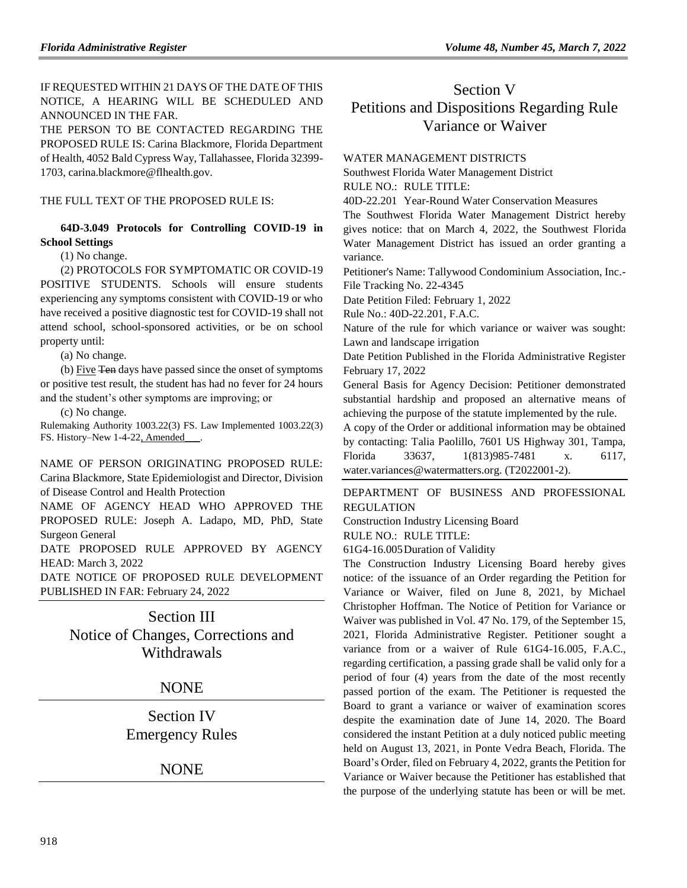IF REQUESTED WITHIN 21 DAYS OF THE DATE OF THIS NOTICE, A HEARING WILL BE SCHEDULED AND ANNOUNCED IN THE FAR.

THE PERSON TO BE CONTACTED REGARDING THE PROPOSED RULE IS: Carina Blackmore, Florida Department of Health, 4052 Bald Cypress Way, Tallahassee, Florida 32399-1703, carina.blackmore@flhealth.gov.

THE FULL TEXT OF THE PROPOSED RULE IS:

**64D-3.049 Protocols for Controlling COVID-19 in School Settings**

(1) No change.

(2) PROTOCOLS FOR SYMPTOMATIC OR COVID-19 POSITIVE STUDENTS. Schools will ensure students experiencing any symptoms consistent with COVID-19 or who have received a positive diagnostic test for COVID-19 shall not attend school, school-sponsored activities, or be on school property until:

(a) No change.

(b) Five ~~Ten~~ days have passed since the onset of symptoms or positive test result, the student has had no fever for 24 hours and the student's other symptoms are improving; or

(c) No change.

Rulemaking Authority 1003.22(3) FS. Law Implemented 1003.22(3) FS. History–New 1-4-22, Amended\_\_\_.

NAME OF PERSON ORIGINATING PROPOSED RULE: Carina Blackmore, State Epidemiologist and Director, Division of Disease Control and Health Protection

NAME OF AGENCY HEAD WHO APPROVED THE PROPOSED RULE: Joseph A. Ladapo, MD, PhD, State Surgeon General

DATE PROPOSED RULE APPROVED BY AGENCY HEAD: March 3, 2022

DATE NOTICE OF PROPOSED RULE DEVELOPMENT PUBLISHED IN FAR: February 24, 2022

## Section III
## Notice of Changes, Corrections and Withdrawals

NONE

## Section IV
## Emergency Rules

NONE

## Section V
## Petitions and Dispositions Regarding Rule Variance or Waiver

WATER MANAGEMENT DISTRICTS

Southwest Florida Water Management District

RULE NO.: RULE TITLE:

40D-22.201 Year-Round Water Conservation Measures

The Southwest Florida Water Management District hereby gives notice: that on March 4, 2022, the Southwest Florida Water Management District has issued an order granting a variance.

Petitioner's Name: Tallywood Condominium Association, Inc.- File Tracking No. 22-4345

Date Petition Filed: February 1, 2022

Rule No.: 40D-22.201, F.A.C.

Nature of the rule for which variance or waiver was sought: Lawn and landscape irrigation

Date Petition Published in the Florida Administrative Register February 17, 2022

General Basis for Agency Decision: Petitioner demonstrated substantial hardship and proposed an alternative means of achieving the purpose of the statute implemented by the rule.

A copy of the Order or additional information may be obtained by contacting: Talia Paolillo, 7601 US Highway 301, Tampa, Florida 33637, 1(813)985-7481 x. 6117, water.variances@watermatters.org. (T2022001-2).

DEPARTMENT OF BUSINESS AND PROFESSIONAL REGULATION

Construction Industry Licensing Board

RULE NO.: RULE TITLE:

61G4-16.005 Duration of Validity

The Construction Industry Licensing Board hereby gives notice: of the issuance of an Order regarding the Petition for Variance or Waiver, filed on June 8, 2021, by Michael Christopher Hoffman. The Notice of Petition for Variance or Waiver was published in Vol. 47 No. 179, of the September 15, 2021, Florida Administrative Register. Petitioner sought a variance from or a waiver of Rule 61G4-16.005, F.A.C., regarding certification, a passing grade shall be valid only for a period of four (4) years from the date of the most recently passed portion of the exam. The Petitioner is requested the Board to grant a variance or waiver of examination scores despite the examination date of June 14, 2020. The Board considered the instant Petition at a duly noticed public meeting held on August 13, 2021, in Ponte Vedra Beach, Florida. The Board's Order, filed on February 4, 2022, grants the Petition for Variance or Waiver because the Petitioner has established that the purpose of the underlying statute has been or will be met.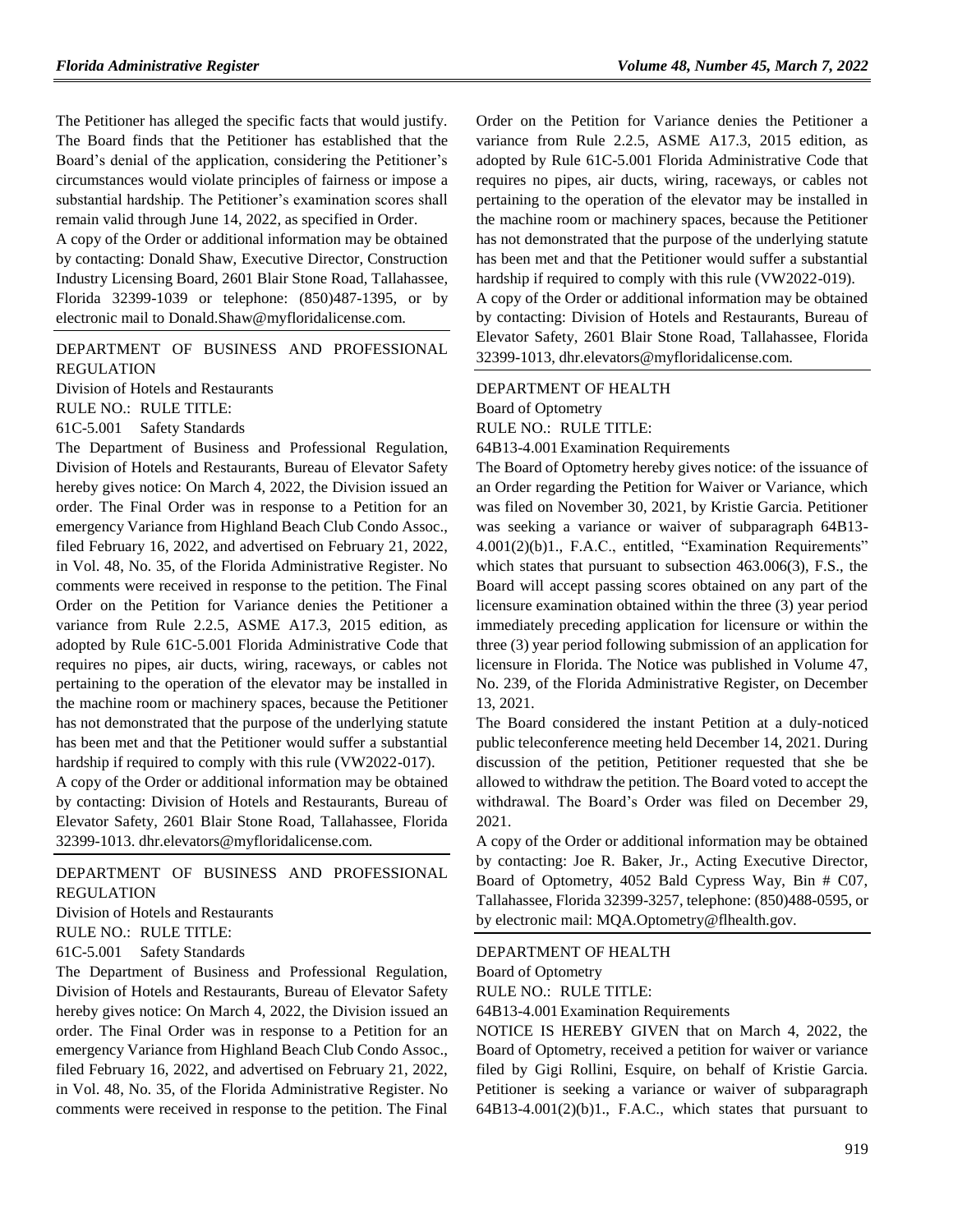The Petitioner has alleged the specific facts that would justify. The Board finds that the Petitioner has established that the Board's denial of the application, considering the Petitioner's circumstances would violate principles of fairness or impose a substantial hardship. The Petitioner's examination scores shall remain valid through June 14, 2022, as specified in Order.

A copy of the Order or additional information may be obtained by contacting: Donald Shaw, Executive Director, Construction Industry Licensing Board, 2601 Blair Stone Road, Tallahassee, Florida 32399-1039 or telephone: (850)487-1395, or by electronic mail to Donald.Shaw@myfloridalicense.com.

DEPARTMENT OF BUSINESS AND PROFESSIONAL REGULATION

Division of Hotels and Restaurants

RULE NO.: RULE TITLE:

61C-5.001 Safety Standards

The Department of Business and Professional Regulation, Division of Hotels and Restaurants, Bureau of Elevator Safety hereby gives notice: On March 4, 2022, the Division issued an order. The Final Order was in response to a Petition for an emergency Variance from Highland Beach Club Condo Assoc., filed February 16, 2022, and advertised on February 21, 2022, in Vol. 48, No. 35, of the Florida Administrative Register. No comments were received in response to the petition. The Final Order on the Petition for Variance denies the Petitioner a variance from Rule 2.2.5, ASME A17.3, 2015 edition, as adopted by Rule 61C-5.001 Florida Administrative Code that requires no pipes, air ducts, wiring, raceways, or cables not pertaining to the operation of the elevator may be installed in the machine room or machinery spaces, because the Petitioner has not demonstrated that the purpose of the underlying statute has been met and that the Petitioner would suffer a substantial hardship if required to comply with this rule (VW2022-017).

A copy of the Order or additional information may be obtained by contacting: Division of Hotels and Restaurants, Bureau of Elevator Safety, 2601 Blair Stone Road, Tallahassee, Florida 32399-1013. dhr.elevators@myfloridalicense.com.

DEPARTMENT OF BUSINESS AND PROFESSIONAL REGULATION

Division of Hotels and Restaurants

RULE NO.: RULE TITLE:

61C-5.001 Safety Standards

The Department of Business and Professional Regulation, Division of Hotels and Restaurants, Bureau of Elevator Safety hereby gives notice: On March 4, 2022, the Division issued an order. The Final Order was in response to a Petition for an emergency Variance from Highland Beach Club Condo Assoc., filed February 16, 2022, and advertised on February 21, 2022, in Vol. 48, No. 35, of the Florida Administrative Register. No comments were received in response to the petition. The Final Order on the Petition for Variance denies the Petitioner a variance from Rule 2.2.5, ASME A17.3, 2015 edition, as adopted by Rule 61C-5.001 Florida Administrative Code that requires no pipes, air ducts, wiring, raceways, or cables not pertaining to the operation of the elevator may be installed in the machine room or machinery spaces, because the Petitioner has not demonstrated that the purpose of the underlying statute has been met and that the Petitioner would suffer a substantial hardship if required to comply with this rule (VW2022-019).

A copy of the Order or additional information may be obtained by contacting: Division of Hotels and Restaurants, Bureau of Elevator Safety, 2601 Blair Stone Road, Tallahassee, Florida 32399-1013, dhr.elevators@myfloridalicense.com.

DEPARTMENT OF HEALTH

Board of Optometry

RULE NO.: RULE TITLE:

64B13-4.001 Examination Requirements

The Board of Optometry hereby gives notice: of the issuance of an Order regarding the Petition for Waiver or Variance, which was filed on November 30, 2021, by Kristie Garcia. Petitioner was seeking a variance or waiver of subparagraph 64B13-4.001(2)(b)1., F.A.C., entitled, "Examination Requirements" which states that pursuant to subsection 463.006(3), F.S., the Board will accept passing scores obtained on any part of the licensure examination obtained within the three (3) year period immediately preceding application for licensure or within the three (3) year period following submission of an application for licensure in Florida. The Notice was published in Volume 47, No. 239, of the Florida Administrative Register, on December 13, 2021.

The Board considered the instant Petition at a duly-noticed public teleconference meeting held December 14, 2021. During discussion of the petition, Petitioner requested that she be allowed to withdraw the petition. The Board voted to accept the withdrawal. The Board's Order was filed on December 29, 2021.

A copy of the Order or additional information may be obtained by contacting: Joe R. Baker, Jr., Acting Executive Director, Board of Optometry, 4052 Bald Cypress Way, Bin # C07, Tallahassee, Florida 32399-3257, telephone: (850)488-0595, or by electronic mail: MQA.Optometry@flhealth.gov.

DEPARTMENT OF HEALTH

Board of Optometry

RULE NO.: RULE TITLE:

64B13-4.001 Examination Requirements

NOTICE IS HEREBY GIVEN that on March 4, 2022, the Board of Optometry, received a petition for waiver or variance filed by Gigi Rollini, Esquire, on behalf of Kristie Garcia. Petitioner is seeking a variance or waiver of subparagraph 64B13-4.001(2)(b)1., F.A.C., which states that pursuant to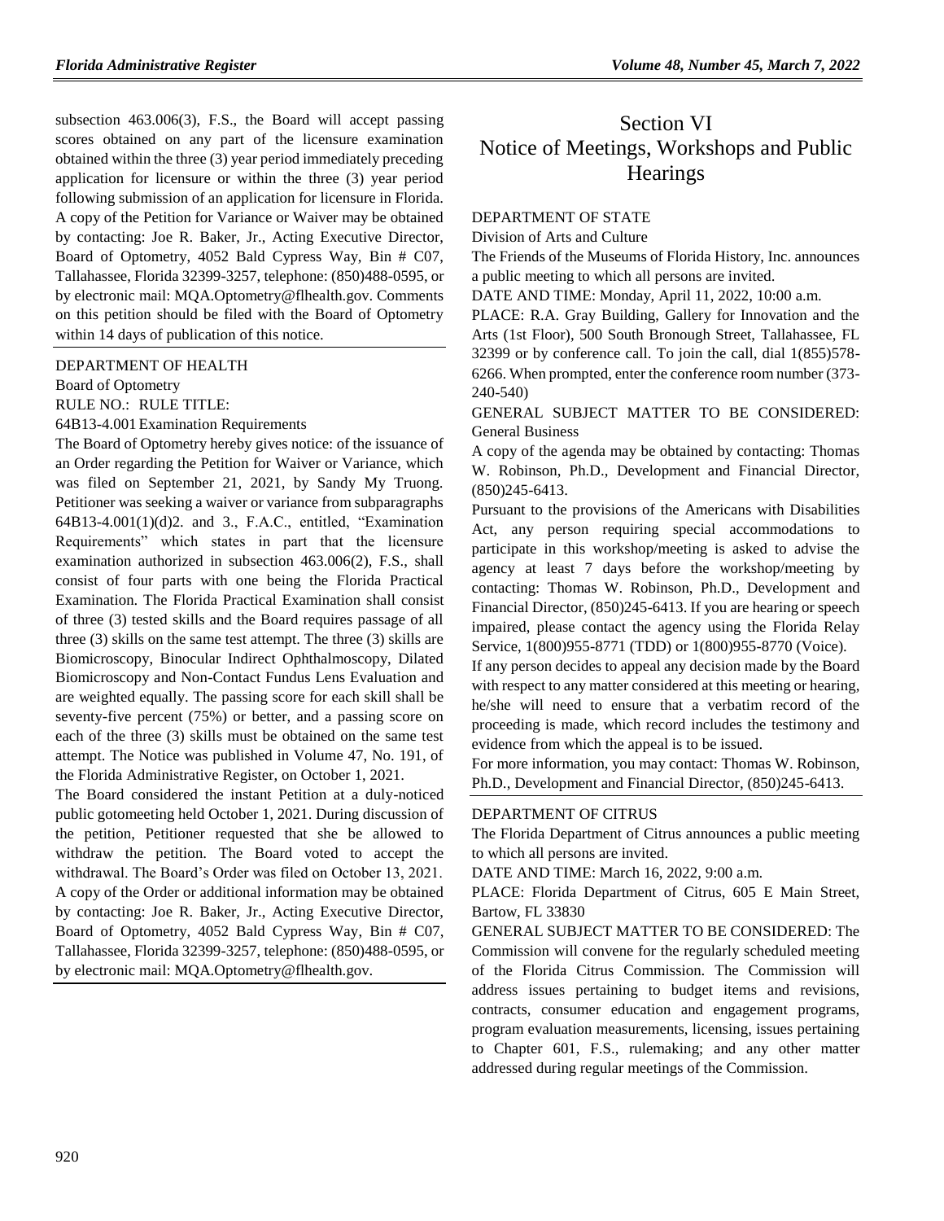subsection 463.006(3), F.S., the Board will accept passing scores obtained on any part of the licensure examination obtained within the three (3) year period immediately preceding application for licensure or within the three (3) year period following submission of an application for licensure in Florida. A copy of the Petition for Variance or Waiver may be obtained by contacting: Joe R. Baker, Jr., Acting Executive Director, Board of Optometry, 4052 Bald Cypress Way, Bin # C07, Tallahassee, Florida 32399-3257, telephone: (850)488-0595, or by electronic mail: MQA.Optometry@flhealth.gov. Comments on this petition should be filed with the Board of Optometry within 14 days of publication of this notice.

DEPARTMENT OF HEALTH

Board of Optometry

RULE NO.: RULE TITLE:

64B13-4.001 Examination Requirements

The Board of Optometry hereby gives notice: of the issuance of an Order regarding the Petition for Waiver or Variance, which was filed on September 21, 2021, by Sandy My Truong. Petitioner was seeking a waiver or variance from subparagraphs 64B13-4.001(1)(d)2. and 3., F.A.C., entitled, "Examination Requirements" which states in part that the licensure examination authorized in subsection 463.006(2), F.S., shall consist of four parts with one being the Florida Practical Examination. The Florida Practical Examination shall consist of three (3) tested skills and the Board requires passage of all three (3) skills on the same test attempt. The three (3) skills are Biomicroscopy, Binocular Indirect Ophthalmoscopy, Dilated Biomicroscopy and Non-Contact Fundus Lens Evaluation and are weighted equally. The passing score for each skill shall be seventy-five percent (75%) or better, and a passing score on each of the three (3) skills must be obtained on the same test attempt. The Notice was published in Volume 47, No. 191, of the Florida Administrative Register, on October 1, 2021.

The Board considered the instant Petition at a duly-noticed public gotomeeting held October 1, 2021. During discussion of the petition, Petitioner requested that she be allowed to withdraw the petition. The Board voted to accept the withdrawal. The Board's Order was filed on October 13, 2021. A copy of the Order or additional information may be obtained by contacting: Joe R. Baker, Jr., Acting Executive Director, Board of Optometry, 4052 Bald Cypress Way, Bin # C07, Tallahassee, Florida 32399-3257, telephone: (850)488-0595, or by electronic mail: MQA.Optometry@flhealth.gov.

# Section VI Notice of Meetings, Workshops and Public Hearings

DEPARTMENT OF STATE

Division of Arts and Culture

The Friends of the Museums of Florida History, Inc. announces a public meeting to which all persons are invited.

DATE AND TIME: Monday, April 11, 2022, 10:00 a.m.

PLACE: R.A. Gray Building, Gallery for Innovation and the Arts (1st Floor), 500 South Bronough Street, Tallahassee, FL 32399 or by conference call. To join the call, dial 1(855)578-6266. When prompted, enter the conference room number (373-240-540)

GENERAL SUBJECT MATTER TO BE CONSIDERED: General Business

A copy of the agenda may be obtained by contacting: Thomas W. Robinson, Ph.D., Development and Financial Director, (850)245-6413.

Pursuant to the provisions of the Americans with Disabilities Act, any person requiring special accommodations to participate in this workshop/meeting is asked to advise the agency at least 7 days before the workshop/meeting by contacting: Thomas W. Robinson, Ph.D., Development and Financial Director, (850)245-6413. If you are hearing or speech impaired, please contact the agency using the Florida Relay Service, 1(800)955-8771 (TDD) or 1(800)955-8770 (Voice).

If any person decides to appeal any decision made by the Board with respect to any matter considered at this meeting or hearing, he/she will need to ensure that a verbatim record of the proceeding is made, which record includes the testimony and evidence from which the appeal is to be issued.

For more information, you may contact: Thomas W. Robinson, Ph.D., Development and Financial Director, (850)245-6413.

DEPARTMENT OF CITRUS

The Florida Department of Citrus announces a public meeting to which all persons are invited.

DATE AND TIME: March 16, 2022, 9:00 a.m.

PLACE: Florida Department of Citrus, 605 E Main Street, Bartow, FL 33830

GENERAL SUBJECT MATTER TO BE CONSIDERED: The Commission will convene for the regularly scheduled meeting of the Florida Citrus Commission. The Commission will address issues pertaining to budget items and revisions, contracts, consumer education and engagement programs, program evaluation measurements, licensing, issues pertaining to Chapter 601, F.S., rulemaking; and any other matter addressed during regular meetings of the Commission.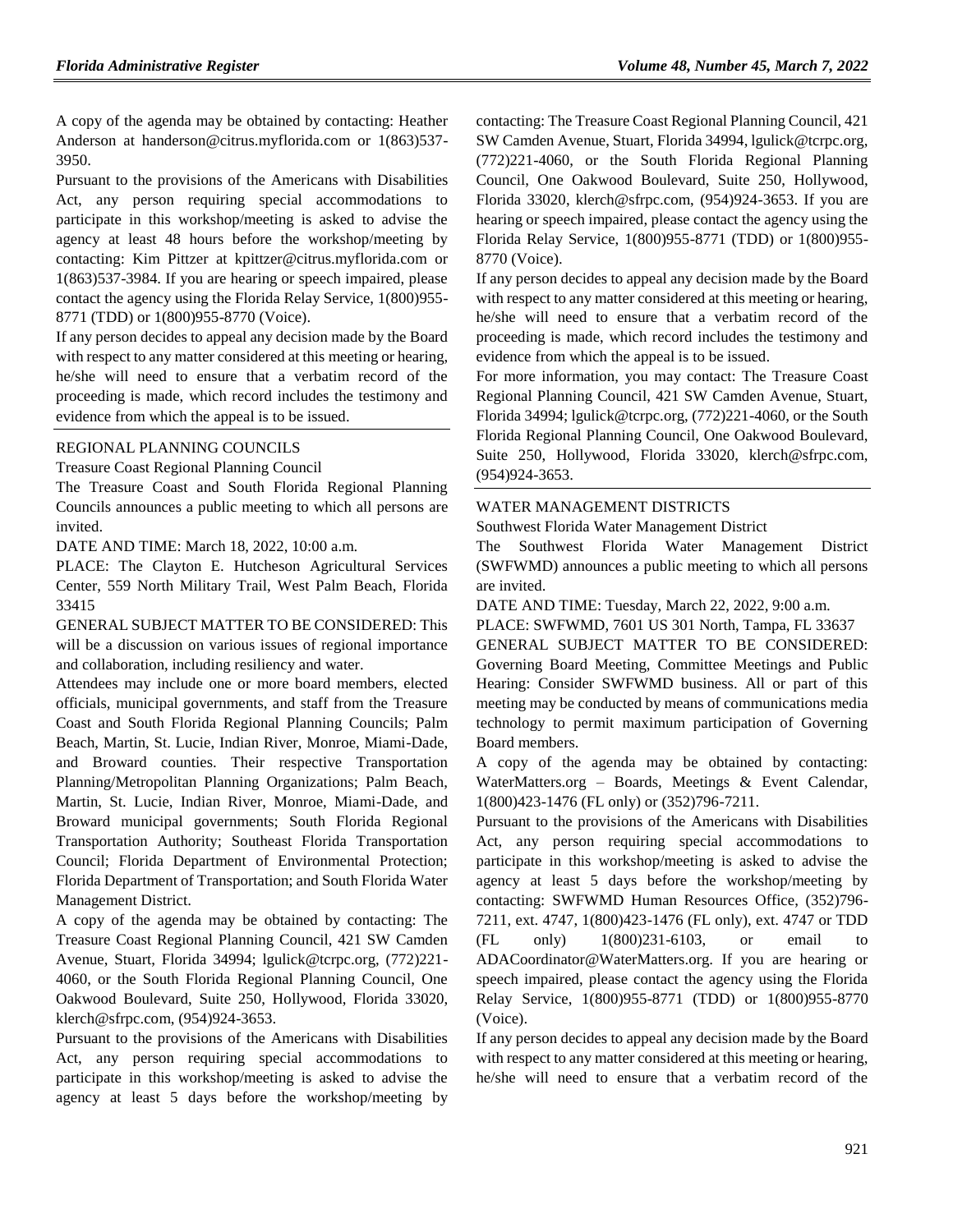A copy of the agenda may be obtained by contacting: Heather Anderson at handerson@citrus.myflorida.com or 1(863)537-3950.

Pursuant to the provisions of the Americans with Disabilities Act, any person requiring special accommodations to participate in this workshop/meeting is asked to advise the agency at least 48 hours before the workshop/meeting by contacting: Kim Pittzer at kpittzer@citrus.myflorida.com or 1(863)537-3984. If you are hearing or speech impaired, please contact the agency using the Florida Relay Service, 1(800)955-8771 (TDD) or 1(800)955-8770 (Voice).

If any person decides to appeal any decision made by the Board with respect to any matter considered at this meeting or hearing, he/she will need to ensure that a verbatim record of the proceeding is made, which record includes the testimony and evidence from which the appeal is to be issued.

REGIONAL PLANNING COUNCILS

Treasure Coast Regional Planning Council

The Treasure Coast and South Florida Regional Planning Councils announces a public meeting to which all persons are invited.

DATE AND TIME: March 18, 2022, 10:00 a.m.

PLACE: The Clayton E. Hutcheson Agricultural Services Center, 559 North Military Trail, West Palm Beach, Florida 33415

GENERAL SUBJECT MATTER TO BE CONSIDERED: This will be a discussion on various issues of regional importance and collaboration, including resiliency and water.

Attendees may include one or more board members, elected officials, municipal governments, and staff from the Treasure Coast and South Florida Regional Planning Councils; Palm Beach, Martin, St. Lucie, Indian River, Monroe, Miami-Dade, and Broward counties. Their respective Transportation Planning/Metropolitan Planning Organizations; Palm Beach, Martin, St. Lucie, Indian River, Monroe, Miami-Dade, and Broward municipal governments; South Florida Regional Transportation Authority; Southeast Florida Transportation Council; Florida Department of Environmental Protection; Florida Department of Transportation; and South Florida Water Management District.

A copy of the agenda may be obtained by contacting: The Treasure Coast Regional Planning Council, 421 SW Camden Avenue, Stuart, Florida 34994; lgulick@tcrpc.org, (772)221-4060, or the South Florida Regional Planning Council, One Oakwood Boulevard, Suite 250, Hollywood, Florida 33020, klerch@sfrpc.com, (954)924-3653.

Pursuant to the provisions of the Americans with Disabilities Act, any person requiring special accommodations to participate in this workshop/meeting is asked to advise the agency at least 5 days before the workshop/meeting by contacting: The Treasure Coast Regional Planning Council, 421 SW Camden Avenue, Stuart, Florida 34994, lgulick@tcrpc.org, (772)221-4060, or the South Florida Regional Planning Council, One Oakwood Boulevard, Suite 250, Hollywood, Florida 33020, klerch@sfrpc.com, (954)924-3653. If you are hearing or speech impaired, please contact the agency using the Florida Relay Service, 1(800)955-8771 (TDD) or 1(800)955-8770 (Voice).

If any person decides to appeal any decision made by the Board with respect to any matter considered at this meeting or hearing, he/she will need to ensure that a verbatim record of the proceeding is made, which record includes the testimony and evidence from which the appeal is to be issued.

For more information, you may contact: The Treasure Coast Regional Planning Council, 421 SW Camden Avenue, Stuart, Florida 34994; lgulick@tcrpc.org, (772)221-4060, or the South Florida Regional Planning Council, One Oakwood Boulevard, Suite 250, Hollywood, Florida 33020, klerch@sfrpc.com, (954)924-3653.

WATER MANAGEMENT DISTRICTS

Southwest Florida Water Management District

The Southwest Florida Water Management District (SWFWMD) announces a public meeting to which all persons are invited.

DATE AND TIME: Tuesday, March 22, 2022, 9:00 a.m.

PLACE: SWFWMD, 7601 US 301 North, Tampa, FL 33637

GENERAL SUBJECT MATTER TO BE CONSIDERED: Governing Board Meeting, Committee Meetings and Public Hearing: Consider SWFWMD business. All or part of this meeting may be conducted by means of communications media technology to permit maximum participation of Governing Board members.

A copy of the agenda may be obtained by contacting: WaterMatters.org – Boards, Meetings & Event Calendar, 1(800)423-1476 (FL only) or (352)796-7211.

Pursuant to the provisions of the Americans with Disabilities Act, any person requiring special accommodations to participate in this workshop/meeting is asked to advise the agency at least 5 days before the workshop/meeting by contacting: SWFWMD Human Resources Office, (352)796-7211, ext. 4747, 1(800)423-1476 (FL only), ext. 4747 or TDD (FL only) 1(800)231-6103, or email to ADACoordinator@WaterMatters.org. If you are hearing or speech impaired, please contact the agency using the Florida Relay Service, 1(800)955-8771 (TDD) or 1(800)955-8770 (Voice).

If any person decides to appeal any decision made by the Board with respect to any matter considered at this meeting or hearing, he/she will need to ensure that a verbatim record of the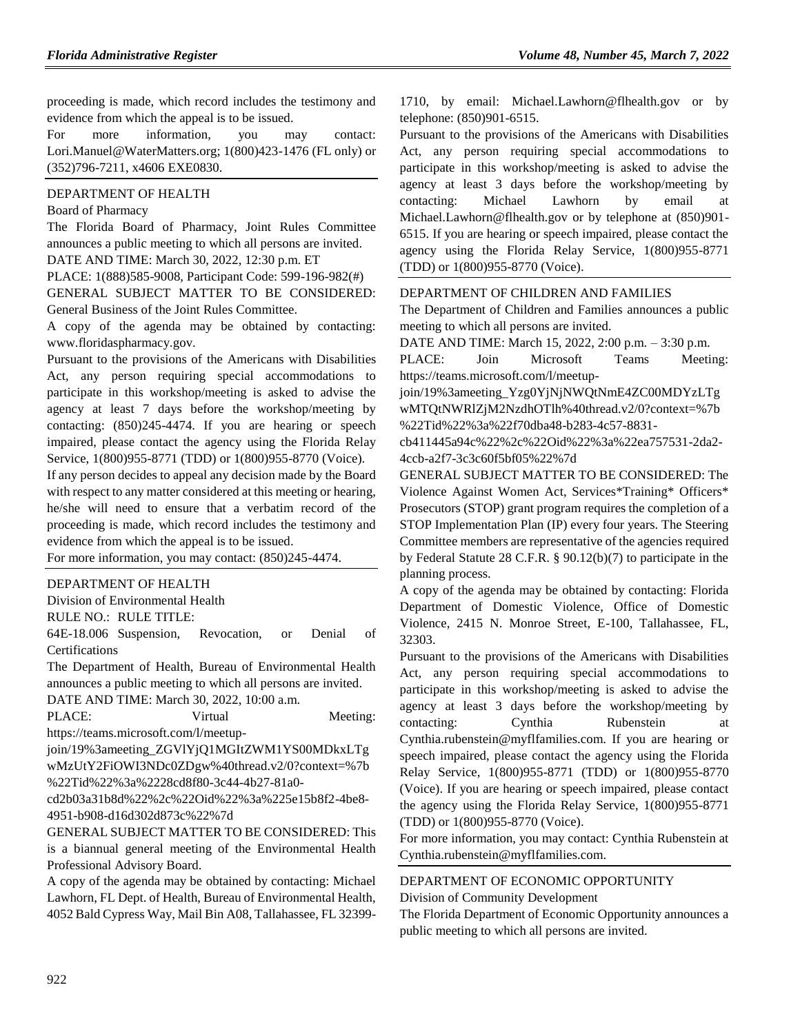proceeding is made, which record includes the testimony and evidence from which the appeal is to be issued.

For more information, you may contact: Lori.Manuel@WaterMatters.org; 1(800)423-1476 (FL only) or (352)796-7211, x4606 EXE0830.

DEPARTMENT OF HEALTH

Board of Pharmacy

The Florida Board of Pharmacy, Joint Rules Committee announces a public meeting to which all persons are invited.

DATE AND TIME: March 30, 2022, 12:30 p.m. ET

PLACE: 1(888)585-9008, Participant Code: 599-196-982(#)

GENERAL SUBJECT MATTER TO BE CONSIDERED: General Business of the Joint Rules Committee.

A copy of the agenda may be obtained by contacting: www.floridaspharmacy.gov.

Pursuant to the provisions of the Americans with Disabilities Act, any person requiring special accommodations to participate in this workshop/meeting is asked to advise the agency at least 7 days before the workshop/meeting by contacting: (850)245-4474. If you are hearing or speech impaired, please contact the agency using the Florida Relay Service, 1(800)955-8771 (TDD) or 1(800)955-8770 (Voice).

If any person decides to appeal any decision made by the Board with respect to any matter considered at this meeting or hearing, he/she will need to ensure that a verbatim record of the proceeding is made, which record includes the testimony and evidence from which the appeal is to be issued.

For more information, you may contact: (850)245-4474.

DEPARTMENT OF HEALTH

Division of Environmental Health

RULE NO.: RULE TITLE:

64E-18.006 Suspension, Revocation, or Denial of Certifications

The Department of Health, Bureau of Environmental Health announces a public meeting to which all persons are invited.

DATE AND TIME: March 30, 2022, 10:00 a.m.

PLACE: Virtual Meeting: https://teams.microsoft.com/l/meetup-join/19%3ameeting_ZGVlYjQ1MGItZWM1YS00MDkxLTgwMzUtY2FiOWI3NDc0ZDgw%40thread.v2/0?context=%7b%22Tid%22%3a%2228cd8f80-3c44-4b27-81a0-cd2b03a31b8d%22%2c%22Oid%22%3a%225e15b8f2-4be8-4951-b908-d16d302d873c%22%7d

GENERAL SUBJECT MATTER TO BE CONSIDERED: This is a biannual general meeting of the Environmental Health Professional Advisory Board.

A copy of the agenda may be obtained by contacting: Michael Lawhorn, FL Dept. of Health, Bureau of Environmental Health, 4052 Bald Cypress Way, Mail Bin A08, Tallahassee, FL 32399-1710, by email: Michael.Lawhorn@flhealth.gov or by telephone: (850)901-6515.

Pursuant to the provisions of the Americans with Disabilities Act, any person requiring special accommodations to participate in this workshop/meeting is asked to advise the agency at least 3 days before the workshop/meeting by contacting: Michael Lawhorn by email at Michael.Lawhorn@flhealth.gov or by telephone at (850)901-6515. If you are hearing or speech impaired, please contact the agency using the Florida Relay Service, 1(800)955-8771 (TDD) or 1(800)955-8770 (Voice).

DEPARTMENT OF CHILDREN AND FAMILIES

The Department of Children and Families announces a public meeting to which all persons are invited.

DATE AND TIME: March 15, 2022, 2:00 p.m. – 3:30 p.m.

PLACE: Join Microsoft Teams Meeting: https://teams.microsoft.com/l/meetup-join/19%3ameeting_Yzg0YjNjNWQtNmE4ZC00MDYzLTgwMTQtNWRlZjM2NzdhOTlh%40thread.v2/0?context=%7b%22Tid%22%3a%22f70dba48-b283-4c57-8831-cb411445a94c%22%2c%22Oid%22%3a%22ea757531-2da2-4ccb-a2f7-3c3c60f5bf05%22%7d

GENERAL SUBJECT MATTER TO BE CONSIDERED: The Violence Against Women Act, Services*Training* Officers* Prosecutors (STOP) grant program requires the completion of a STOP Implementation Plan (IP) every four years. The Steering Committee members are representative of the agencies required by Federal Statute 28 C.F.R. § 90.12(b)(7) to participate in the planning process.

A copy of the agenda may be obtained by contacting: Florida Department of Domestic Violence, Office of Domestic Violence, 2415 N. Monroe Street, E-100, Tallahassee, FL, 32303.

Pursuant to the provisions of the Americans with Disabilities Act, any person requiring special accommodations to participate in this workshop/meeting is asked to advise the agency at least 3 days before the workshop/meeting by contacting: Cynthia Rubenstein at Cynthia.rubenstein@myflfamilies.com. If you are hearing or speech impaired, please contact the agency using the Florida Relay Service, 1(800)955-8771 (TDD) or 1(800)955-8770 (Voice). If you are hearing or speech impaired, please contact the agency using the Florida Relay Service, 1(800)955-8771 (TDD) or 1(800)955-8770 (Voice).

For more information, you may contact: Cynthia Rubenstein at Cynthia.rubenstein@myflfamilies.com.

DEPARTMENT OF ECONOMIC OPPORTUNITY

Division of Community Development

The Florida Department of Economic Opportunity announces a public meeting to which all persons are invited.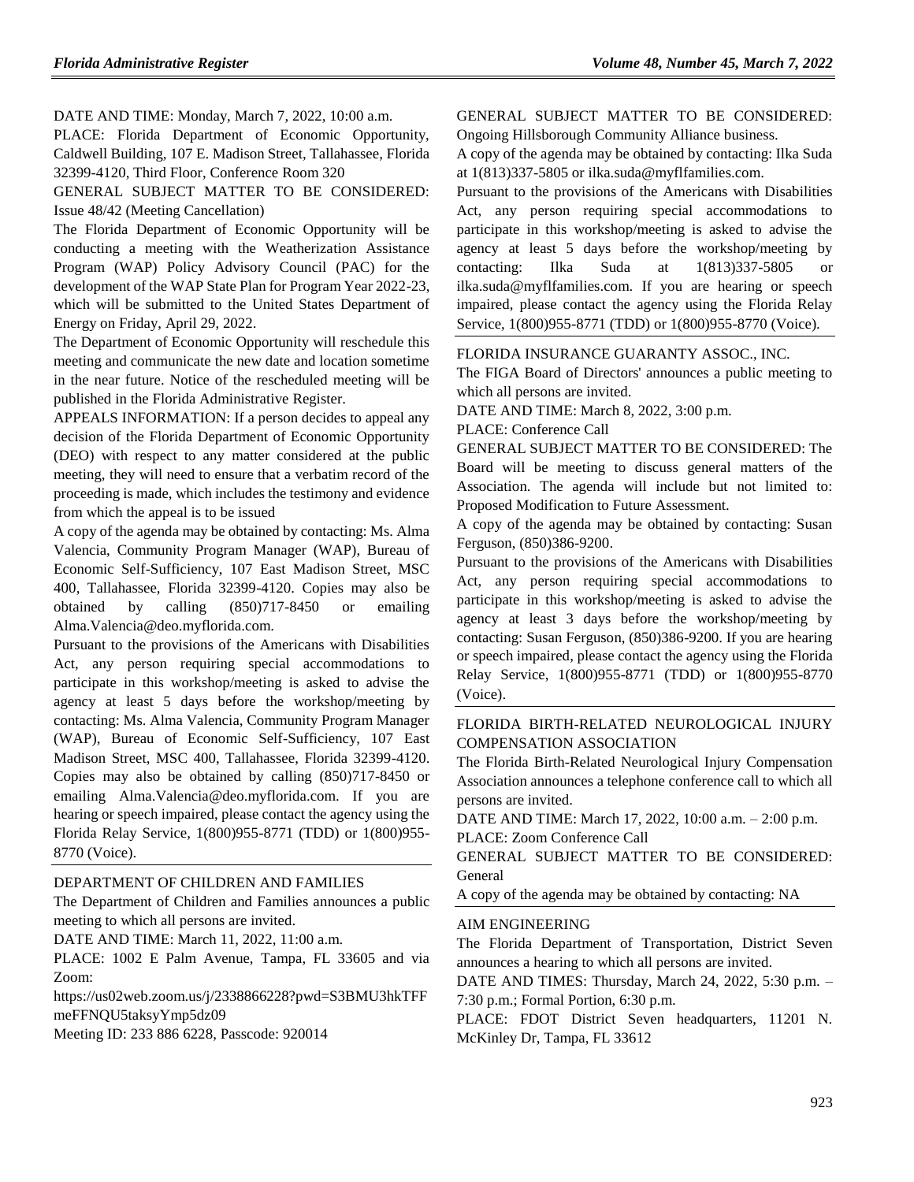DATE AND TIME: Monday, March 7, 2022, 10:00 a.m.

PLACE: Florida Department of Economic Opportunity, Caldwell Building, 107 E. Madison Street, Tallahassee, Florida 32399-4120, Third Floor, Conference Room 320

GENERAL SUBJECT MATTER TO BE CONSIDERED: Issue 48/42 (Meeting Cancellation)

The Florida Department of Economic Opportunity will be conducting a meeting with the Weatherization Assistance Program (WAP) Policy Advisory Council (PAC) for the development of the WAP State Plan for Program Year 2022-23, which will be submitted to the United States Department of Energy on Friday, April 29, 2022.

The Department of Economic Opportunity will reschedule this meeting and communicate the new date and location sometime in the near future. Notice of the rescheduled meeting will be published in the Florida Administrative Register.

APPEALS INFORMATION: If a person decides to appeal any decision of the Florida Department of Economic Opportunity (DEO) with respect to any matter considered at the public meeting, they will need to ensure that a verbatim record of the proceeding is made, which includes the testimony and evidence from which the appeal is to be issued

A copy of the agenda may be obtained by contacting: Ms. Alma Valencia, Community Program Manager (WAP), Bureau of Economic Self-Sufficiency, 107 East Madison Street, MSC 400, Tallahassee, Florida 32399-4120. Copies may also be obtained by calling (850)717-8450 or emailing Alma.Valencia@deo.myflorida.com.

Pursuant to the provisions of the Americans with Disabilities Act, any person requiring special accommodations to participate in this workshop/meeting is asked to advise the agency at least 5 days before the workshop/meeting by contacting: Ms. Alma Valencia, Community Program Manager (WAP), Bureau of Economic Self-Sufficiency, 107 East Madison Street, MSC 400, Tallahassee, Florida 32399-4120. Copies may also be obtained by calling (850)717-8450 or emailing Alma.Valencia@deo.myflorida.com. If you are hearing or speech impaired, please contact the agency using the Florida Relay Service, 1(800)955-8771 (TDD) or 1(800)955-8770 (Voice).

## DEPARTMENT OF CHILDREN AND FAMILIES

The Department of Children and Families announces a public meeting to which all persons are invited.

DATE AND TIME: March 11, 2022, 11:00 a.m.

PLACE: 1002 E Palm Avenue, Tampa, FL 33605 and via Zoom:
https://us02web.zoom.us/j/2338866228?pwd=S3BMU3hkTFFmeFFNQU5taksyYmp5dz09
Meeting ID: 233 886 6228, Passcode: 920014

GENERAL SUBJECT MATTER TO BE CONSIDERED: Ongoing Hillsborough Community Alliance business.

A copy of the agenda may be obtained by contacting: Ilka Suda at 1(813)337-5805 or ilka.suda@myflfamilies.com.

Pursuant to the provisions of the Americans with Disabilities Act, any person requiring special accommodations to participate in this workshop/meeting is asked to advise the agency at least 5 days before the workshop/meeting by contacting: Ilka Suda at 1(813)337-5805 or ilka.suda@myflfamilies.com. If you are hearing or speech impaired, please contact the agency using the Florida Relay Service, 1(800)955-8771 (TDD) or 1(800)955-8770 (Voice).

## FLORIDA INSURANCE GUARANTY ASSOC., INC.

The FIGA Board of Directors' announces a public meeting to which all persons are invited.

DATE AND TIME: March 8, 2022, 3:00 p.m.

PLACE: Conference Call

GENERAL SUBJECT MATTER TO BE CONSIDERED: The Board will be meeting to discuss general matters of the Association. The agenda will include but not limited to: Proposed Modification to Future Assessment.

A copy of the agenda may be obtained by contacting: Susan Ferguson, (850)386-9200.

Pursuant to the provisions of the Americans with Disabilities Act, any person requiring special accommodations to participate in this workshop/meeting is asked to advise the agency at least 3 days before the workshop/meeting by contacting: Susan Ferguson, (850)386-9200. If you are hearing or speech impaired, please contact the agency using the Florida Relay Service, 1(800)955-8771 (TDD) or 1(800)955-8770 (Voice).

## FLORIDA BIRTH-RELATED NEUROLOGICAL INJURY COMPENSATION ASSOCIATION

The Florida Birth-Related Neurological Injury Compensation Association announces a telephone conference call to which all persons are invited.

DATE AND TIME: March 17, 2022, 10:00 a.m. – 2:00 p.m.

PLACE: Zoom Conference Call

GENERAL SUBJECT MATTER TO BE CONSIDERED: General

A copy of the agenda may be obtained by contacting: NA

## AIM ENGINEERING

The Florida Department of Transportation, District Seven announces a hearing to which all persons are invited.

DATE AND TIMES: Thursday, March 24, 2022, 5:30 p.m. – 7:30 p.m.; Formal Portion, 6:30 p.m.

PLACE: FDOT District Seven headquarters, 11201 N. McKinley Dr, Tampa, FL 33612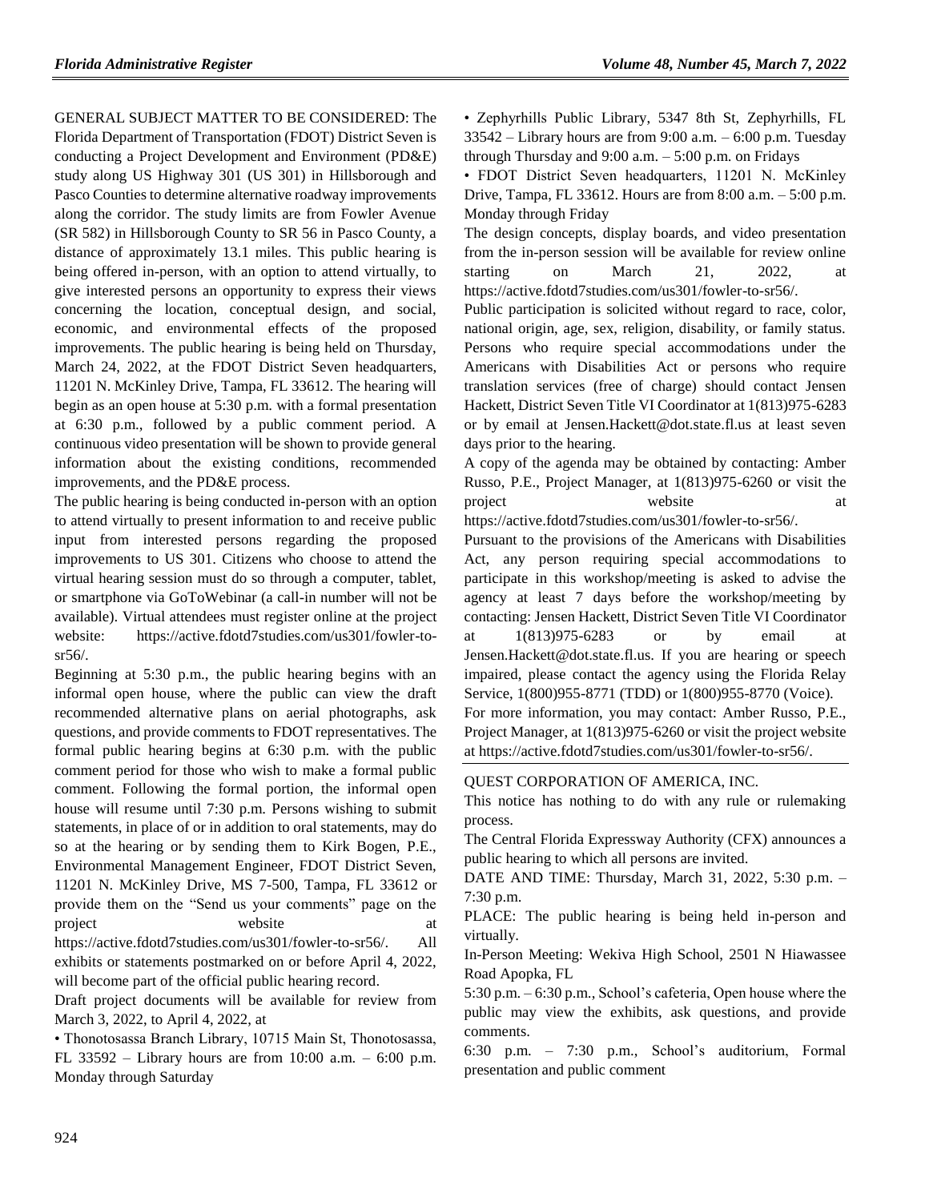GENERAL SUBJECT MATTER TO BE CONSIDERED: The Florida Department of Transportation (FDOT) District Seven is conducting a Project Development and Environment (PD&E) study along US Highway 301 (US 301) in Hillsborough and Pasco Counties to determine alternative roadway improvements along the corridor. The study limits are from Fowler Avenue (SR 582) in Hillsborough County to SR 56 in Pasco County, a distance of approximately 13.1 miles. This public hearing is being offered in-person, with an option to attend virtually, to give interested persons an opportunity to express their views concerning the location, conceptual design, and social, economic, and environmental effects of the proposed improvements. The public hearing is being held on Thursday, March 24, 2022, at the FDOT District Seven headquarters, 11201 N. McKinley Drive, Tampa, FL 33612. The hearing will begin as an open house at 5:30 p.m. with a formal presentation at 6:30 p.m., followed by a public comment period. A continuous video presentation will be shown to provide general information about the existing conditions, recommended improvements, and the PD&E process.

The public hearing is being conducted in-person with an option to attend virtually to present information to and receive public input from interested persons regarding the proposed improvements to US 301. Citizens who choose to attend the virtual hearing session must do so through a computer, tablet, or smartphone via GoToWebinar (a call-in number will not be available). Virtual attendees must register online at the project website: https://active.fdotd7studies.com/us301/fowler-to-sr56/.

Beginning at 5:30 p.m., the public hearing begins with an informal open house, where the public can view the draft recommended alternative plans on aerial photographs, ask questions, and provide comments to FDOT representatives. The formal public hearing begins at 6:30 p.m. with the public comment period for those who wish to make a formal public comment. Following the formal portion, the informal open house will resume until 7:30 p.m. Persons wishing to submit statements, in place of or in addition to oral statements, may do so at the hearing or by sending them to Kirk Bogen, P.E., Environmental Management Engineer, FDOT District Seven, 11201 N. McKinley Drive, MS 7-500, Tampa, FL 33612 or provide them on the "Send us your comments" page on the project website at https://active.fdotd7studies.com/us301/fowler-to-sr56/. All exhibits or statements postmarked on or before April 4, 2022, will become part of the official public hearing record.

Draft project documents will be available for review from March 3, 2022, to April 4, 2022, at

- Thonotosassa Branch Library, 10715 Main St, Thonotosassa, FL 33592 – Library hours are from 10:00 a.m. – 6:00 p.m. Monday through Saturday
- Zephyrhills Public Library, 5347 8th St, Zephyrhills, FL 33542 – Library hours are from 9:00 a.m. – 6:00 p.m. Tuesday through Thursday and 9:00 a.m. – 5:00 p.m. on Fridays
- FDOT District Seven headquarters, 11201 N. McKinley Drive, Tampa, FL 33612. Hours are from 8:00 a.m. – 5:00 p.m. Monday through Friday

The design concepts, display boards, and video presentation from the in-person session will be available for review online starting on March 21, 2022, at https://active.fdotd7studies.com/us301/fowler-to-sr56/.

Public participation is solicited without regard to race, color, national origin, age, sex, religion, disability, or family status. Persons who require special accommodations under the Americans with Disabilities Act or persons who require translation services (free of charge) should contact Jensen Hackett, District Seven Title VI Coordinator at 1(813)975-6283 or by email at Jensen.Hackett@dot.state.fl.us at least seven days prior to the hearing.

A copy of the agenda may be obtained by contacting: Amber Russo, P.E., Project Manager, at 1(813)975-6260 or visit the project website at https://active.fdotd7studies.com/us301/fowler-to-sr56/.

Pursuant to the provisions of the Americans with Disabilities Act, any person requiring special accommodations to participate in this workshop/meeting is asked to advise the agency at least 7 days before the workshop/meeting by contacting: Jensen Hackett, District Seven Title VI Coordinator at 1(813)975-6283 or by email at Jensen.Hackett@dot.state.fl.us. If you are hearing or speech impaired, please contact the agency using the Florida Relay Service, 1(800)955-8771 (TDD) or 1(800)955-8770 (Voice).

For more information, you may contact: Amber Russo, P.E., Project Manager, at 1(813)975-6260 or visit the project website at https://active.fdotd7studies.com/us301/fowler-to-sr56/.

QUEST CORPORATION OF AMERICA, INC.

This notice has nothing to do with any rule or rulemaking process.

The Central Florida Expressway Authority (CFX) announces a public hearing to which all persons are invited.

DATE AND TIME: Thursday, March 31, 2022, 5:30 p.m. – 7:30 p.m.

PLACE: The public hearing is being held in-person and virtually.

In-Person Meeting: Wekiva High School, 2501 N Hiawassee Road Apopka, FL

5:30 p.m. – 6:30 p.m., School's cafeteria, Open house where the public may view the exhibits, ask questions, and provide comments.

6:30 p.m. – 7:30 p.m., School's auditorium, Formal presentation and public comment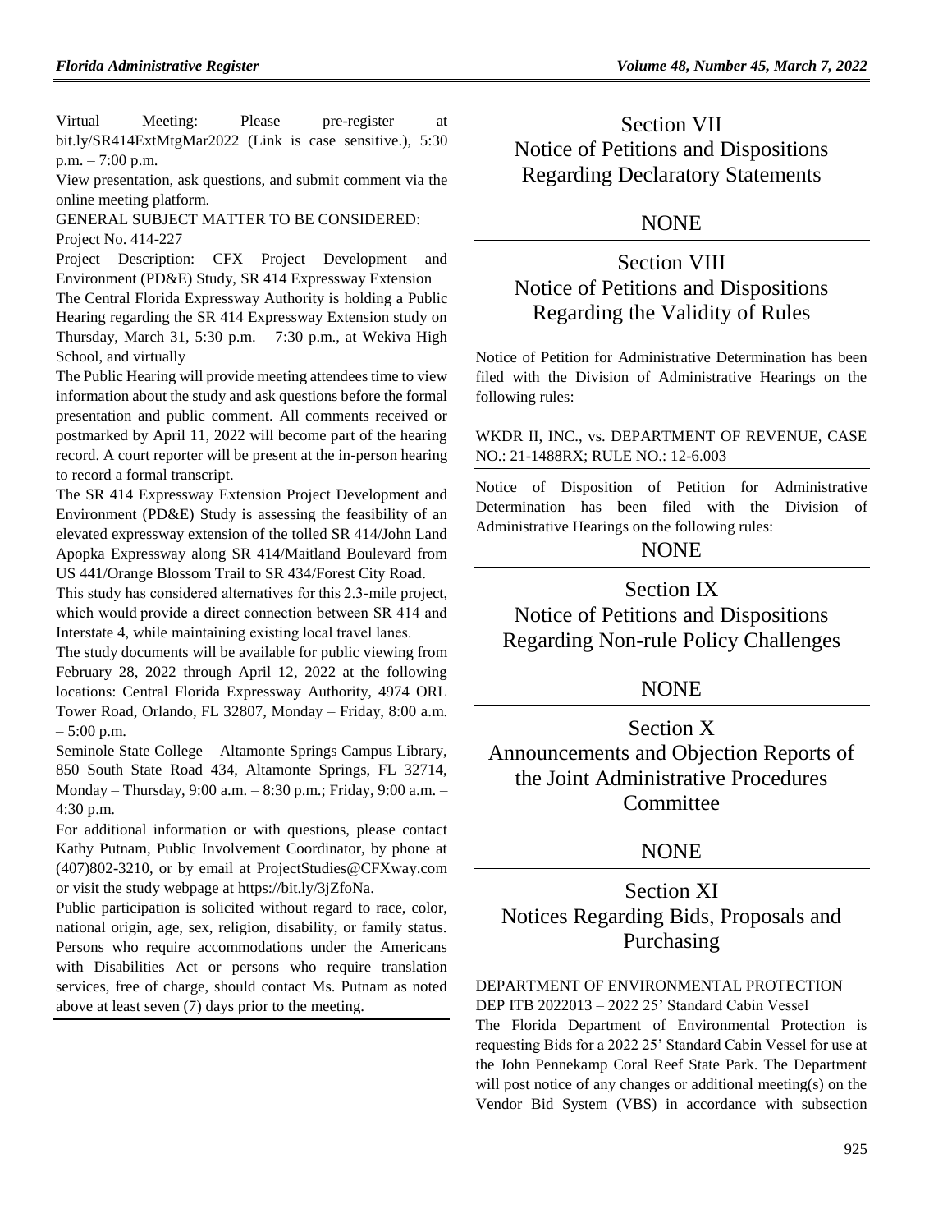Virtual Meeting: Please pre-register at bit.ly/SR414ExtMtgMar2022 (Link is case sensitive.), 5:30 p.m. – 7:00 p.m.

View presentation, ask questions, and submit comment via the online meeting platform.

GENERAL SUBJECT MATTER TO BE CONSIDERED:

Project No. 414-227

Project Description: CFX Project Development and Environment (PD&E) Study, SR 414 Expressway Extension

The Central Florida Expressway Authority is holding a Public Hearing regarding the SR 414 Expressway Extension study on Thursday, March 31, 5:30 p.m. – 7:30 p.m., at Wekiva High School, and virtually

The Public Hearing will provide meeting attendees time to view information about the study and ask questions before the formal presentation and public comment. All comments received or postmarked by April 11, 2022 will become part of the hearing record. A court reporter will be present at the in-person hearing to record a formal transcript.

The SR 414 Expressway Extension Project Development and Environment (PD&E) Study is assessing the feasibility of an elevated expressway extension of the tolled SR 414/John Land Apopka Expressway along SR 414/Maitland Boulevard from US 441/Orange Blossom Trail to SR 434/Forest City Road.

This study has considered alternatives for this 2.3-mile project, which would provide a direct connection between SR 414 and Interstate 4, while maintaining existing local travel lanes.

The study documents will be available for public viewing from February 28, 2022 through April 12, 2022 at the following locations: Central Florida Expressway Authority, 4974 ORL Tower Road, Orlando, FL 32807, Monday – Friday, 8:00 a.m. – 5:00 p.m.

Seminole State College – Altamonte Springs Campus Library, 850 South State Road 434, Altamonte Springs, FL 32714, Monday – Thursday, 9:00 a.m. – 8:30 p.m.; Friday, 9:00 a.m. – 4:30 p.m.

For additional information or with questions, please contact Kathy Putnam, Public Involvement Coordinator, by phone at (407)802-3210, or by email at ProjectStudies@CFXway.com or visit the study webpage at https://bit.ly/3jZfoNa.

Public participation is solicited without regard to race, color, national origin, age, sex, religion, disability, or family status. Persons who require accommodations under the Americans with Disabilities Act or persons who require translation services, free of charge, should contact Ms. Putnam as noted above at least seven (7) days prior to the meeting.

# Section VII Notice of Petitions and Dispositions Regarding Declaratory Statements

NONE

# Section VIII Notice of Petitions and Dispositions Regarding the Validity of Rules

Notice of Petition for Administrative Determination has been filed with the Division of Administrative Hearings on the following rules:

WKDR II, INC., vs. DEPARTMENT OF REVENUE, CASE NO.: 21-1488RX; RULE NO.: 12-6.003

Notice of Disposition of Petition for Administrative Determination has been filed with the Division of Administrative Hearings on the following rules:

NONE

# Section IX Notice of Petitions and Dispositions Regarding Non-rule Policy Challenges

NONE

# Section X Announcements and Objection Reports of the Joint Administrative Procedures Committee

NONE

# Section XI Notices Regarding Bids, Proposals and Purchasing

DEPARTMENT OF ENVIRONMENTAL PROTECTION

DEP ITB 2022013 – 2022 25' Standard Cabin Vessel

The Florida Department of Environmental Protection is requesting Bids for a 2022 25' Standard Cabin Vessel for use at the John Pennekamp Coral Reef State Park. The Department will post notice of any changes or additional meeting(s) on the Vendor Bid System (VBS) in accordance with subsection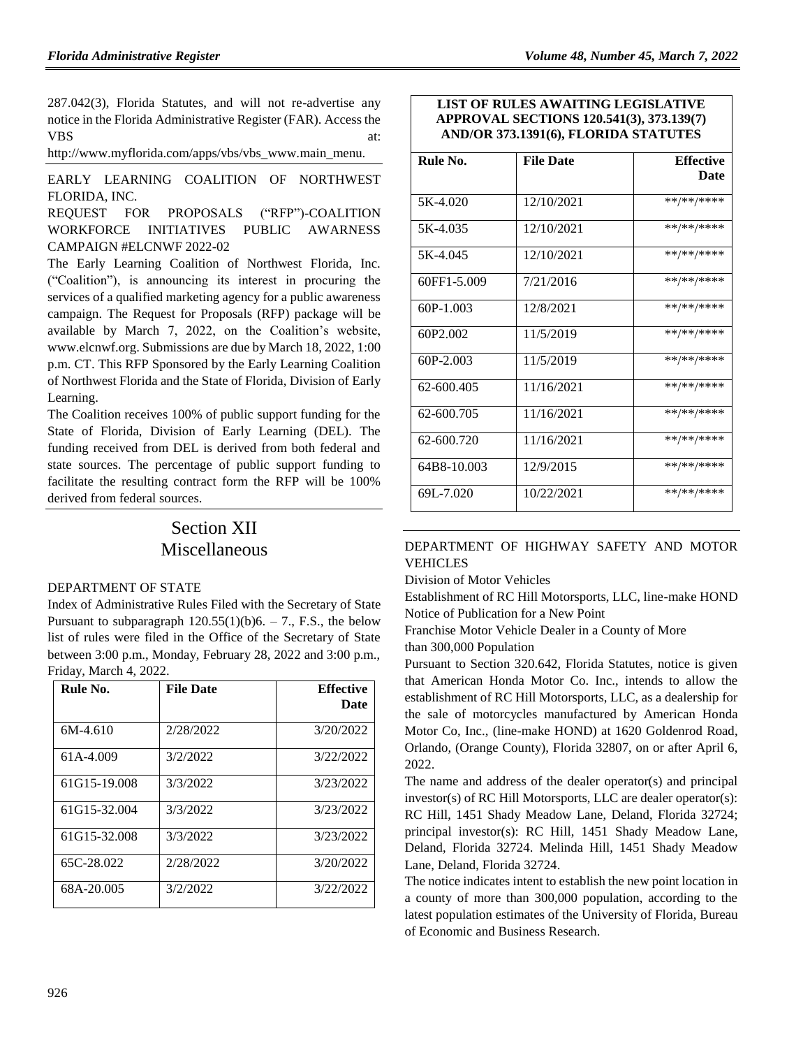287.042(3), Florida Statutes, and will not re-advertise any notice in the Florida Administrative Register (FAR). Access the VBS at: http://www.myflorida.com/apps/vbs/vbs_www.main_menu.

EARLY LEARNING COALITION OF NORTHWEST FLORIDA, INC.

REQUEST FOR PROPOSALS ("RFP")-COALITION WORKFORCE INITIATIVES PUBLIC AWARNESS CAMPAIGN #ELCNWF 2022-02

The Early Learning Coalition of Northwest Florida, Inc. ("Coalition"), is announcing its interest in procuring the services of a qualified marketing agency for a public awareness campaign. The Request for Proposals (RFP) package will be available by March 7, 2022, on the Coalition's website, www.elcnwf.org. Submissions are due by March 18, 2022, 1:00 p.m. CT. This RFP Sponsored by the Early Learning Coalition of Northwest Florida and the State of Florida, Division of Early Learning.

The Coalition receives 100% of public support funding for the State of Florida, Division of Early Learning (DEL). The funding received from DEL is derived from both federal and state sources. The percentage of public support funding to facilitate the resulting contract form the RFP will be 100% derived from federal sources.

# Section XII Miscellaneous

DEPARTMENT OF STATE

Index of Administrative Rules Filed with the Secretary of State Pursuant to subparagraph 120.55(1)(b)6. – 7., F.S., the below list of rules were filed in the Office of the Secretary of State between 3:00 p.m., Monday, February 28, 2022 and 3:00 p.m., Friday, March 4, 2022.

| Rule No. | File Date | Effective Date |
|---|---|---|
| 6M-4.610 | 2/28/2022 | 3/20/2022 |
| 61A-4.009 | 3/2/2022 | 3/22/2022 |
| 61G15-19.008 | 3/3/2022 | 3/23/2022 |
| 61G15-32.004 | 3/3/2022 | 3/23/2022 |
| 61G15-32.008 | 3/3/2022 | 3/23/2022 |
| 65C-28.022 | 2/28/2022 | 3/20/2022 |
| 68A-20.005 | 3/2/2022 | 3/22/2022 |

**LIST OF RULES AWAITING LEGISLATIVE APPROVAL SECTIONS 120.541(3), 373.139(7) AND/OR 373.1391(6), FLORIDA STATUTES**

| Rule No. | File Date | Effective Date |
|---|---|---|
| 5K-4.020 | 12/10/2021 | **/**/**** |
| 5K-4.035 | 12/10/2021 | **/**/**** |
| 5K-4.045 | 12/10/2021 | **/**/**** |
| 60FF1-5.009 | 7/21/2016 | **/**/**** |
| 60P-1.003 | 12/8/2021 | **/**/**** |
| 60P2.002 | 11/5/2019 | **/**/**** |
| 60P-2.003 | 11/5/2019 | **/**/**** |
| 62-600.405 | 11/16/2021 | **/**/**** |
| 62-600.705 | 11/16/2021 | **/**/**** |
| 62-600.720 | 11/16/2021 | **/**/**** |
| 64B8-10.003 | 12/9/2015 | **/**/**** |
| 69L-7.020 | 10/22/2021 | **/**/**** |

DEPARTMENT OF HIGHWAY SAFETY AND MOTOR VEHICLES

Division of Motor Vehicles

Establishment of RC Hill Motorsports, LLC, line-make HOND

Notice of Publication for a New Point

Franchise Motor Vehicle Dealer in a County of More than 300,000 Population

Pursuant to Section 320.642, Florida Statutes, notice is given that American Honda Motor Co. Inc., intends to allow the establishment of RC Hill Motorsports, LLC, as a dealership for the sale of motorcycles manufactured by American Honda Motor Co, Inc., (line-make HOND) at 1620 Goldenrod Road, Orlando, (Orange County), Florida 32807, on or after April 6, 2022.

The name and address of the dealer operator(s) and principal investor(s) of RC Hill Motorsports, LLC are dealer operator(s): RC Hill, 1451 Shady Meadow Lane, Deland, Florida 32724; principal investor(s): RC Hill, 1451 Shady Meadow Lane, Deland, Florida 32724. Melinda Hill, 1451 Shady Meadow Lane, Deland, Florida 32724.

The notice indicates intent to establish the new point location in a county of more than 300,000 population, according to the latest population estimates of the University of Florida, Bureau of Economic and Business Research.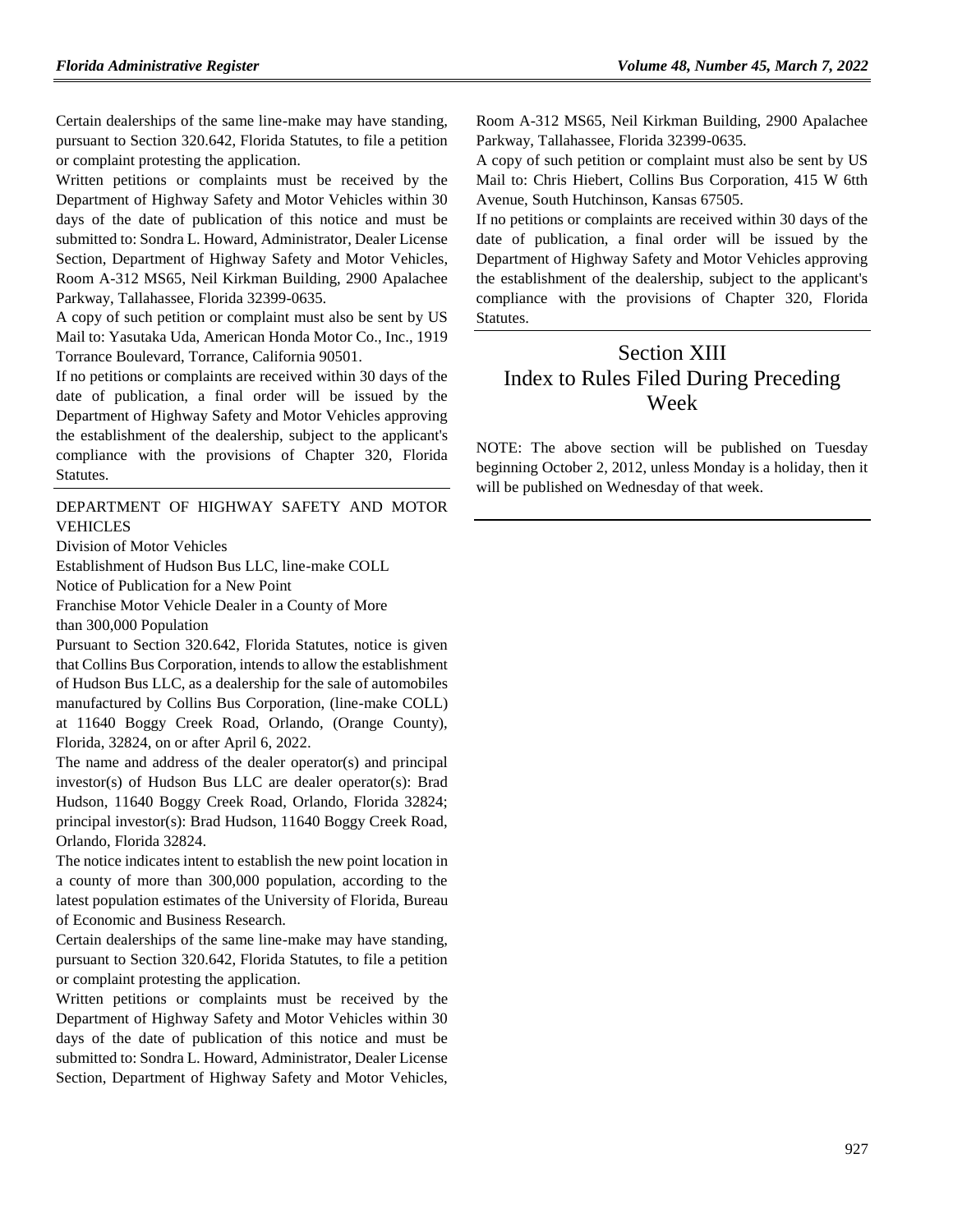Certain dealerships of the same line-make may have standing, pursuant to Section 320.642, Florida Statutes, to file a petition or complaint protesting the application.

Written petitions or complaints must be received by the Department of Highway Safety and Motor Vehicles within 30 days of the date of publication of this notice and must be submitted to: Sondra L. Howard, Administrator, Dealer License Section, Department of Highway Safety and Motor Vehicles, Room A-312 MS65, Neil Kirkman Building, 2900 Apalachee Parkway, Tallahassee, Florida 32399-0635.

A copy of such petition or complaint must also be sent by US Mail to: Yasutaka Uda, American Honda Motor Co., Inc., 1919 Torrance Boulevard, Torrance, California 90501.

If no petitions or complaints are received within 30 days of the date of publication, a final order will be issued by the Department of Highway Safety and Motor Vehicles approving the establishment of the dealership, subject to the applicant's compliance with the provisions of Chapter 320, Florida Statutes.

DEPARTMENT OF HIGHWAY SAFETY AND MOTOR VEHICLES

Division of Motor Vehicles

Establishment of Hudson Bus LLC, line-make COLL

Notice of Publication for a New Point

Franchise Motor Vehicle Dealer in a County of More than 300,000 Population

Pursuant to Section 320.642, Florida Statutes, notice is given that Collins Bus Corporation, intends to allow the establishment of Hudson Bus LLC, as a dealership for the sale of automobiles manufactured by Collins Bus Corporation, (line-make COLL) at 11640 Boggy Creek Road, Orlando, (Orange County), Florida, 32824, on or after April 6, 2022.

The name and address of the dealer operator(s) and principal investor(s) of Hudson Bus LLC are dealer operator(s): Brad Hudson, 11640 Boggy Creek Road, Orlando, Florida 32824; principal investor(s): Brad Hudson, 11640 Boggy Creek Road, Orlando, Florida 32824.

The notice indicates intent to establish the new point location in a county of more than 300,000 population, according to the latest population estimates of the University of Florida, Bureau of Economic and Business Research.

Certain dealerships of the same line-make may have standing, pursuant to Section 320.642, Florida Statutes, to file a petition or complaint protesting the application.

Written petitions or complaints must be received by the Department of Highway Safety and Motor Vehicles within 30 days of the date of publication of this notice and must be submitted to: Sondra L. Howard, Administrator, Dealer License Section, Department of Highway Safety and Motor Vehicles, Room A-312 MS65, Neil Kirkman Building, 2900 Apalachee Parkway, Tallahassee, Florida 32399-0635.

A copy of such petition or complaint must also be sent by US Mail to: Chris Hiebert, Collins Bus Corporation, 415 W 6tth Avenue, South Hutchinson, Kansas 67505.

If no petitions or complaints are received within 30 days of the date of publication, a final order will be issued by the Department of Highway Safety and Motor Vehicles approving the establishment of the dealership, subject to the applicant's compliance with the provisions of Chapter 320, Florida Statutes.

# Section XIII
# Index to Rules Filed During Preceding Week

NOTE: The above section will be published on Tuesday beginning October 2, 2012, unless Monday is a holiday, then it will be published on Wednesday of that week.